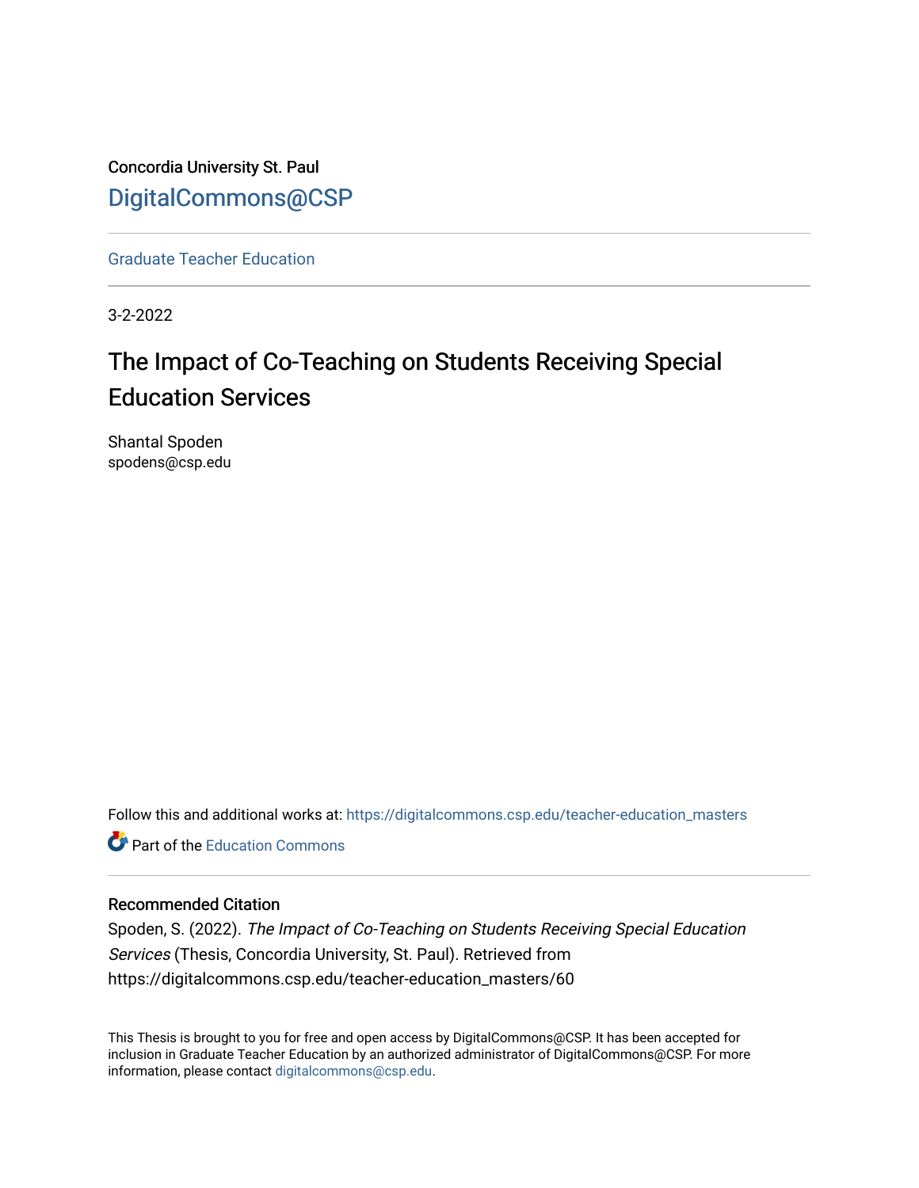Concordia University St. Paul

DigitalCommons@CSP

Graduate Teacher Education

3-2-2022

# The Impact of Co-Teaching on Students Receiving Special Education Services

Shantal Spoden
spodens@csp.edu

Follow this and additional works at: https://digitalcommons.csp.edu/teacher-education_masters

Part of the Education Commons

### Recommended Citation

Spoden, S. (2022). *The Impact of Co-Teaching on Students Receiving Special Education Services* (Thesis, Concordia University, St. Paul). Retrieved from https://digitalcommons.csp.edu/teacher-education_masters/60

This Thesis is brought to you for free and open access by DigitalCommons@CSP. It has been accepted for inclusion in Graduate Teacher Education by an authorized administrator of DigitalCommons@CSP. For more information, please contact digitalcommons@csp.edu.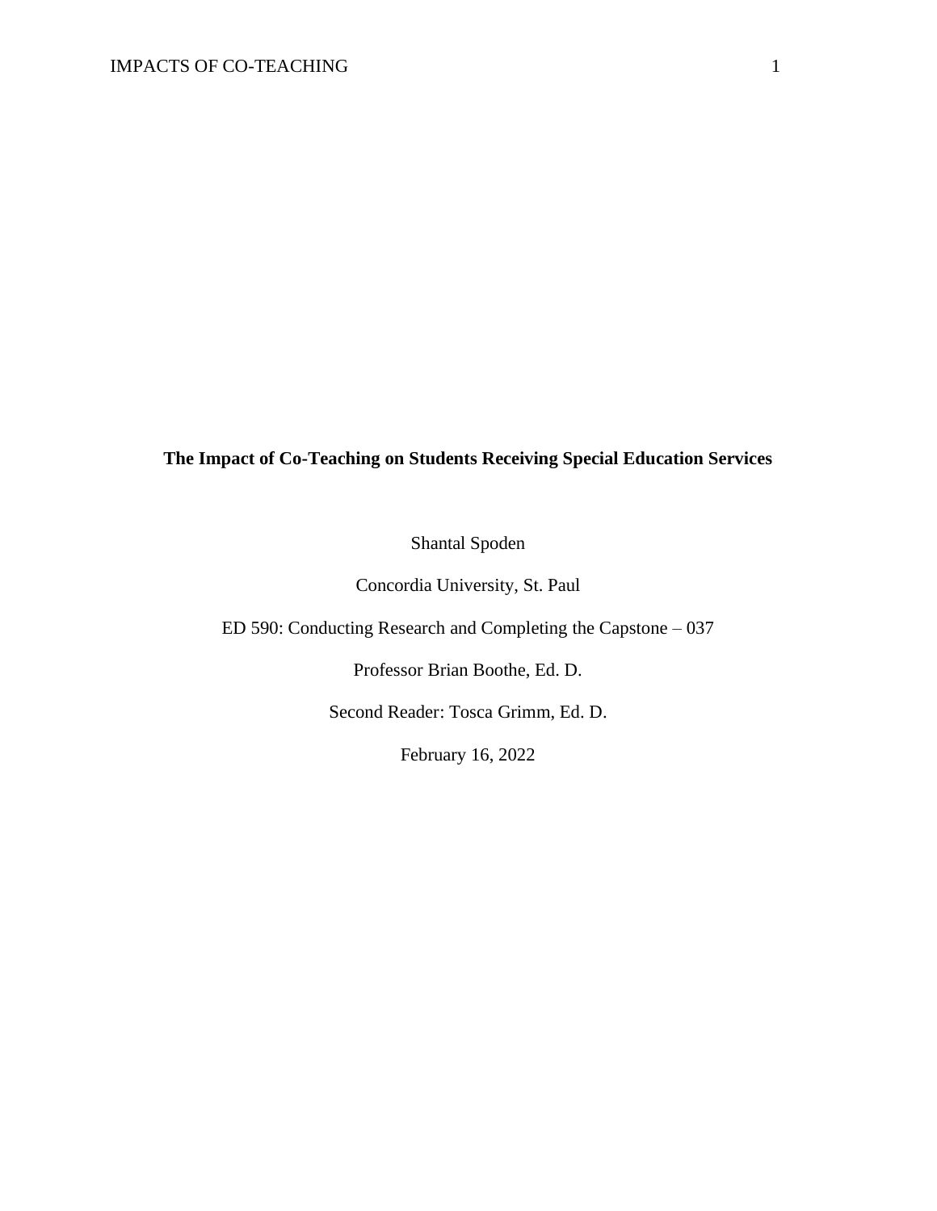**The Impact of Co-Teaching on Students Receiving Special Education Services**

Shantal Spoden

Concordia University, St. Paul

ED 590: Conducting Research and Completing the Capstone – 037

Professor Brian Boothe, Ed. D.

Second Reader: Tosca Grimm, Ed. D.

February 16, 2022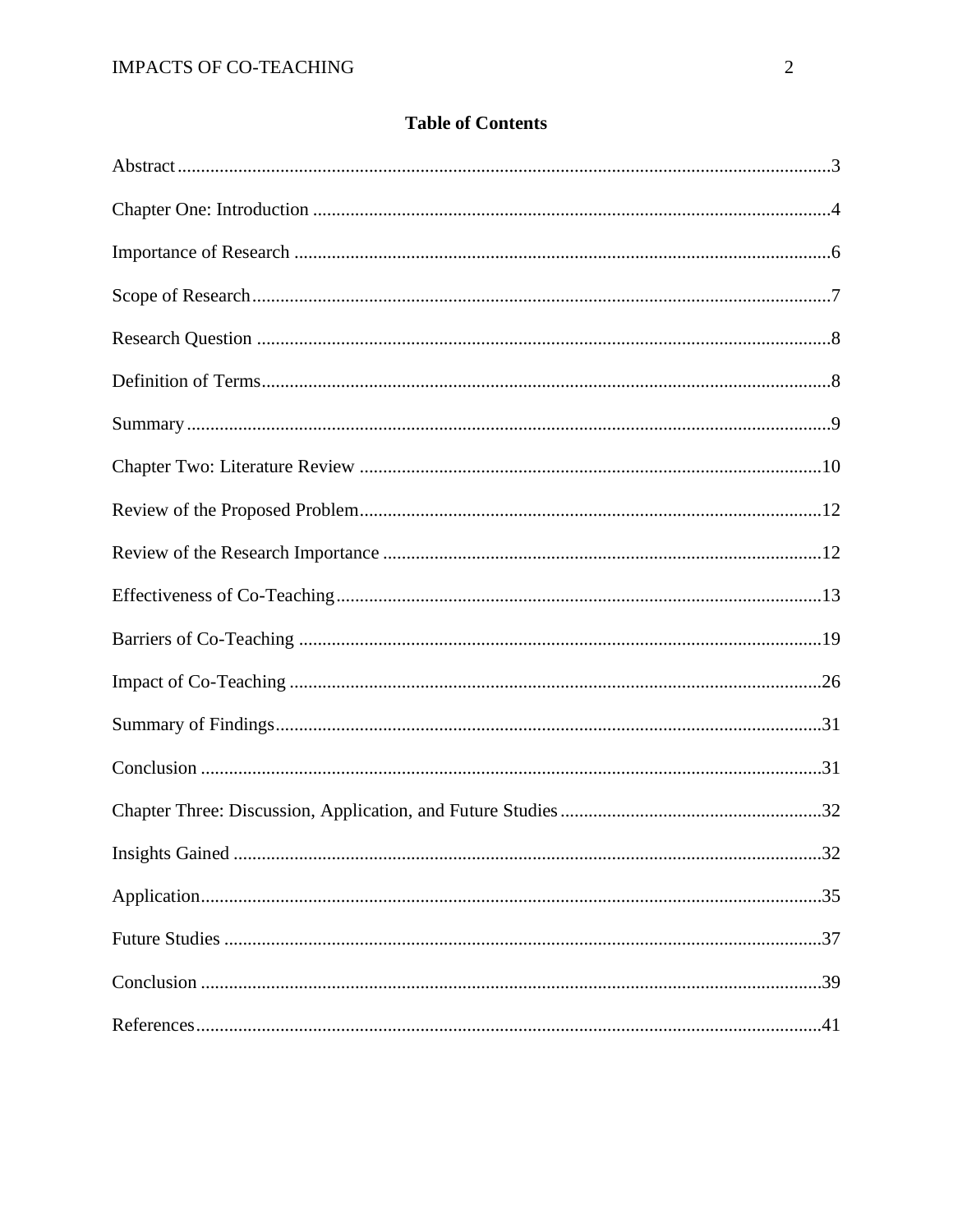## Table of Contents

Abstract ....................................................................................................................................3

Chapter One: Introduction ........................................................................................................4

Importance of Research .............................................................................................................6

Scope of Research .....................................................................................................................7

Research Question .....................................................................................................................8

Definition of Terms ....................................................................................................................8

Summary ....................................................................................................................................9

Chapter Two: Literature Review ..............................................................................................10

Review of the Proposed Problem ..............................................................................................12

Review of the Research Importance .........................................................................................12

Effectiveness of Co-Teaching ...................................................................................................13

Barriers of Co-Teaching ...........................................................................................................19

Impact of Co-Teaching .............................................................................................................26

Summary of Findings ................................................................................................................31

Conclusion ................................................................................................................................31

Chapter Three: Discussion, Application, and Future Studies ...................................................32

Insights Gained .........................................................................................................................32

Application ................................................................................................................................35

Future Studies ...........................................................................................................................37

Conclusion ................................................................................................................................39

References .................................................................................................................................41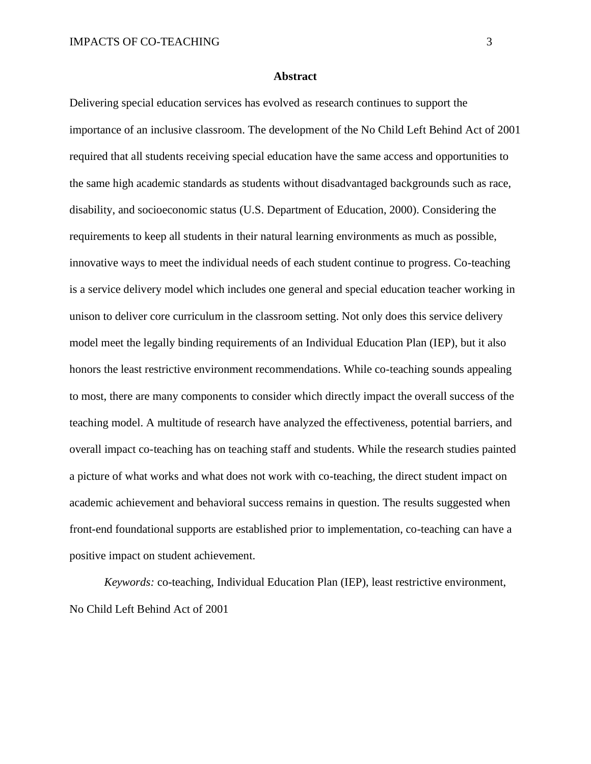## Abstract

Delivering special education services has evolved as research continues to support the importance of an inclusive classroom. The development of the No Child Left Behind Act of 2001 required that all students receiving special education have the same access and opportunities to the same high academic standards as students without disadvantaged backgrounds such as race, disability, and socioeconomic status (U.S. Department of Education, 2000). Considering the requirements to keep all students in their natural learning environments as much as possible, innovative ways to meet the individual needs of each student continue to progress. Co-teaching is a service delivery model which includes one general and special education teacher working in unison to deliver core curriculum in the classroom setting. Not only does this service delivery model meet the legally binding requirements of an Individual Education Plan (IEP), but it also honors the least restrictive environment recommendations. While co-teaching sounds appealing to most, there are many components to consider which directly impact the overall success of the teaching model. A multitude of research have analyzed the effectiveness, potential barriers, and overall impact co-teaching has on teaching staff and students. While the research studies painted a picture of what works and what does not work with co-teaching, the direct student impact on academic achievement and behavioral success remains in question. The results suggested when front-end foundational supports are established prior to implementation, co-teaching can have a positive impact on student achievement.

*Keywords:* co-teaching, Individual Education Plan (IEP), least restrictive environment, No Child Left Behind Act of 2001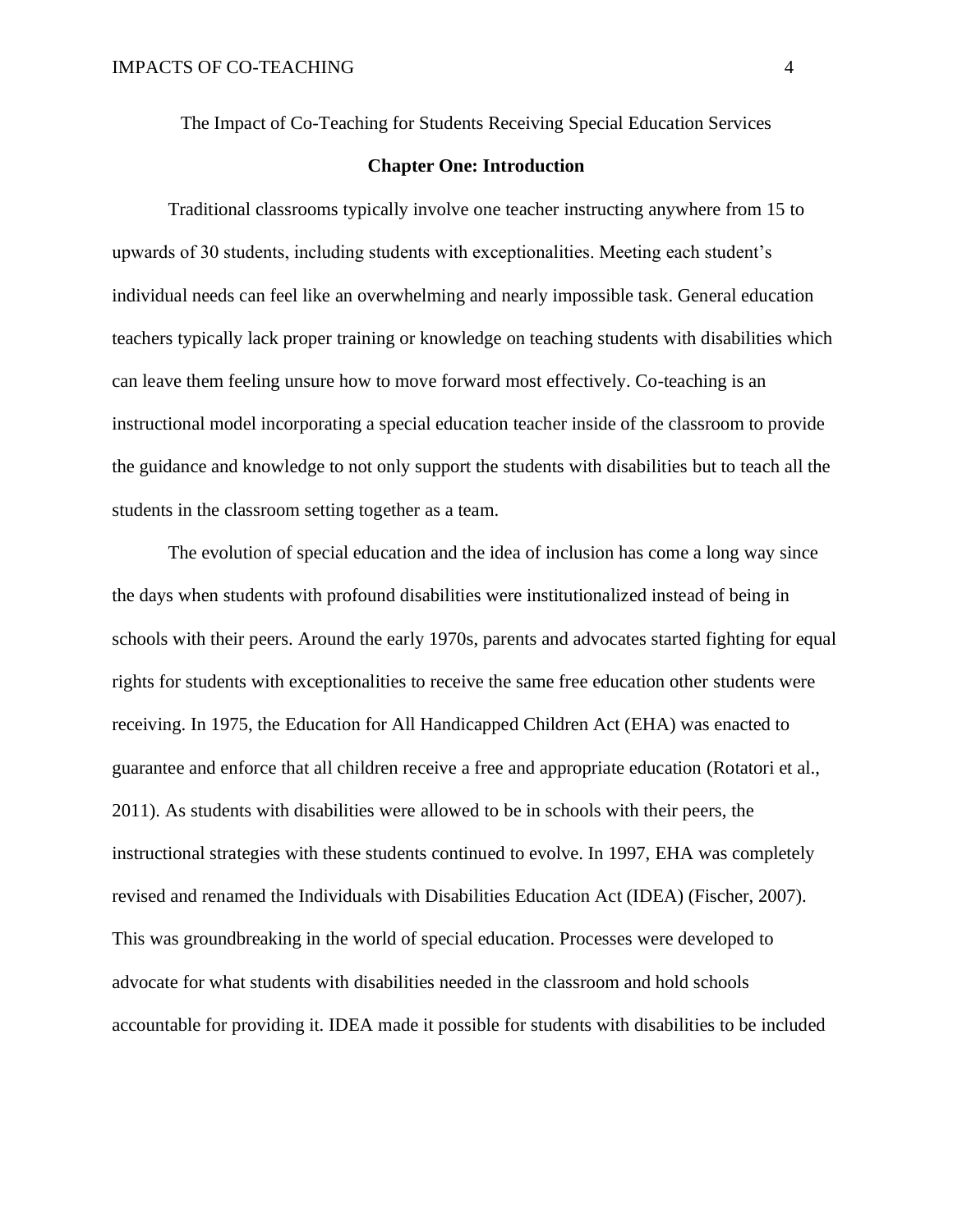The Impact of Co-Teaching for Students Receiving Special Education Services

## Chapter One: Introduction

Traditional classrooms typically involve one teacher instructing anywhere from 15 to upwards of 30 students, including students with exceptionalities. Meeting each student's individual needs can feel like an overwhelming and nearly impossible task. General education teachers typically lack proper training or knowledge on teaching students with disabilities which can leave them feeling unsure how to move forward most effectively. Co-teaching is an instructional model incorporating a special education teacher inside of the classroom to provide the guidance and knowledge to not only support the students with disabilities but to teach all the students in the classroom setting together as a team.

The evolution of special education and the idea of inclusion has come a long way since the days when students with profound disabilities were institutionalized instead of being in schools with their peers. Around the early 1970s, parents and advocates started fighting for equal rights for students with exceptionalities to receive the same free education other students were receiving. In 1975, the Education for All Handicapped Children Act (EHA) was enacted to guarantee and enforce that all children receive a free and appropriate education (Rotatori et al., 2011). As students with disabilities were allowed to be in schools with their peers, the instructional strategies with these students continued to evolve. In 1997, EHA was completely revised and renamed the Individuals with Disabilities Education Act (IDEA) (Fischer, 2007). This was groundbreaking in the world of special education. Processes were developed to advocate for what students with disabilities needed in the classroom and hold schools accountable for providing it. IDEA made it possible for students with disabilities to be included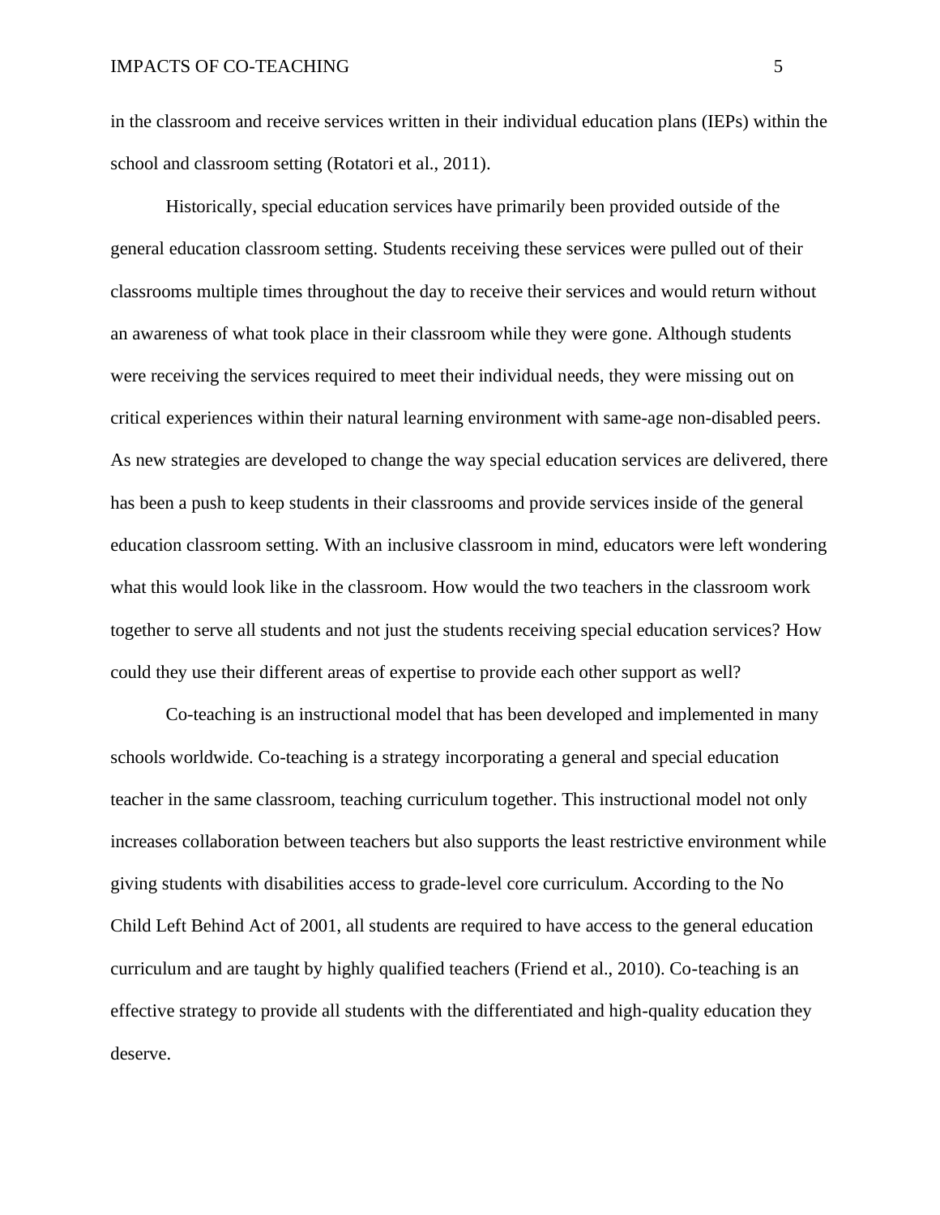in the classroom and receive services written in their individual education plans (IEPs) within the school and classroom setting (Rotatori et al., 2011).

Historically, special education services have primarily been provided outside of the general education classroom setting. Students receiving these services were pulled out of their classrooms multiple times throughout the day to receive their services and would return without an awareness of what took place in their classroom while they were gone. Although students were receiving the services required to meet their individual needs, they were missing out on critical experiences within their natural learning environment with same-age non-disabled peers. As new strategies are developed to change the way special education services are delivered, there has been a push to keep students in their classrooms and provide services inside of the general education classroom setting. With an inclusive classroom in mind, educators were left wondering what this would look like in the classroom. How would the two teachers in the classroom work together to serve all students and not just the students receiving special education services? How could they use their different areas of expertise to provide each other support as well?

Co-teaching is an instructional model that has been developed and implemented in many schools worldwide. Co-teaching is a strategy incorporating a general and special education teacher in the same classroom, teaching curriculum together. This instructional model not only increases collaboration between teachers but also supports the least restrictive environment while giving students with disabilities access to grade-level core curriculum. According to the No Child Left Behind Act of 2001, all students are required to have access to the general education curriculum and are taught by highly qualified teachers (Friend et al., 2010). Co-teaching is an effective strategy to provide all students with the differentiated and high-quality education they deserve.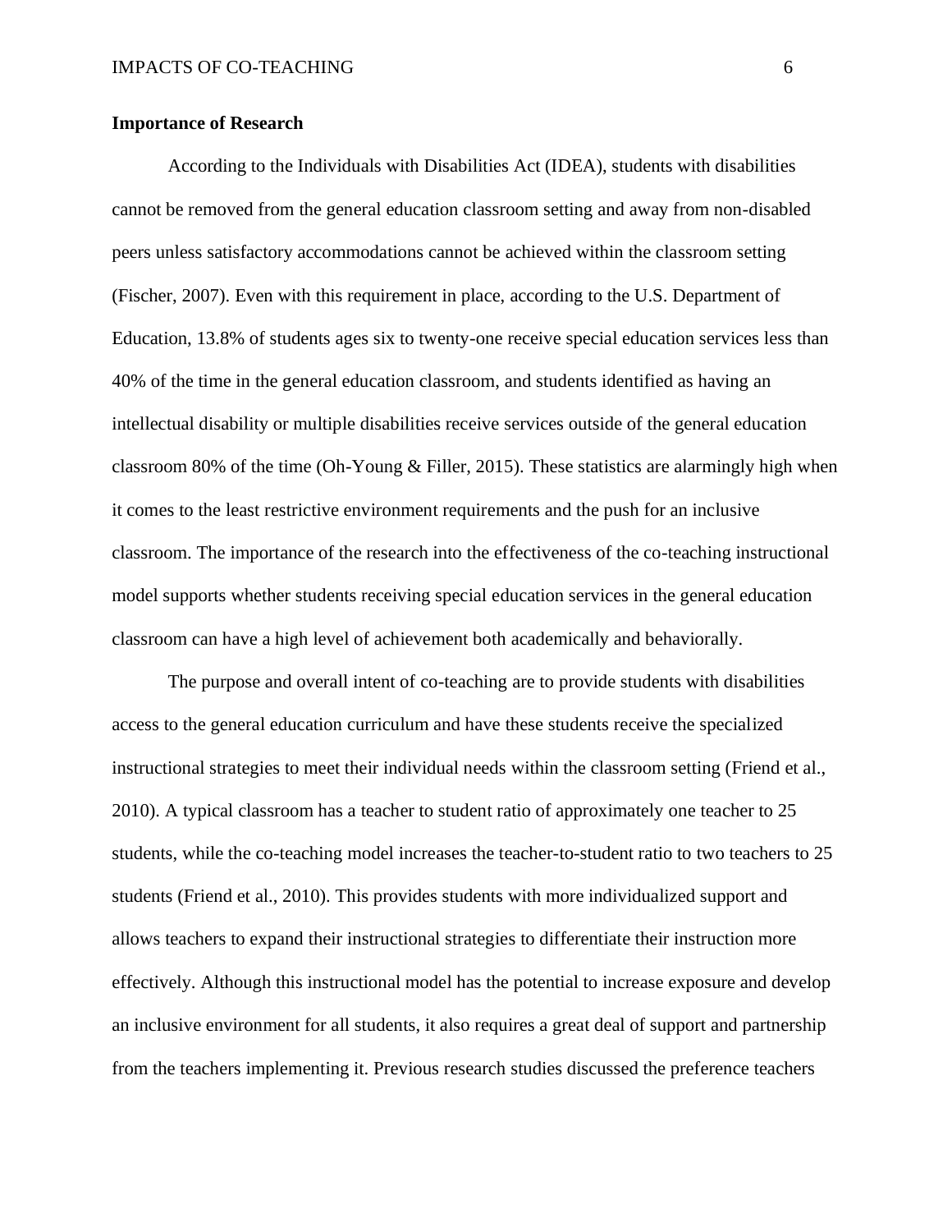**Importance of Research**

According to the Individuals with Disabilities Act (IDEA), students with disabilities cannot be removed from the general education classroom setting and away from non-disabled peers unless satisfactory accommodations cannot be achieved within the classroom setting (Fischer, 2007). Even with this requirement in place, according to the U.S. Department of Education, 13.8% of students ages six to twenty-one receive special education services less than 40% of the time in the general education classroom, and students identified as having an intellectual disability or multiple disabilities receive services outside of the general education classroom 80% of the time (Oh-Young & Filler, 2015). These statistics are alarmingly high when it comes to the least restrictive environment requirements and the push for an inclusive classroom. The importance of the research into the effectiveness of the co-teaching instructional model supports whether students receiving special education services in the general education classroom can have a high level of achievement both academically and behaviorally.

The purpose and overall intent of co-teaching are to provide students with disabilities access to the general education curriculum and have these students receive the specialized instructional strategies to meet their individual needs within the classroom setting (Friend et al., 2010). A typical classroom has a teacher to student ratio of approximately one teacher to 25 students, while the co-teaching model increases the teacher-to-student ratio to two teachers to 25 students (Friend et al., 2010). This provides students with more individualized support and allows teachers to expand their instructional strategies to differentiate their instruction more effectively. Although this instructional model has the potential to increase exposure and develop an inclusive environment for all students, it also requires a great deal of support and partnership from the teachers implementing it. Previous research studies discussed the preference teachers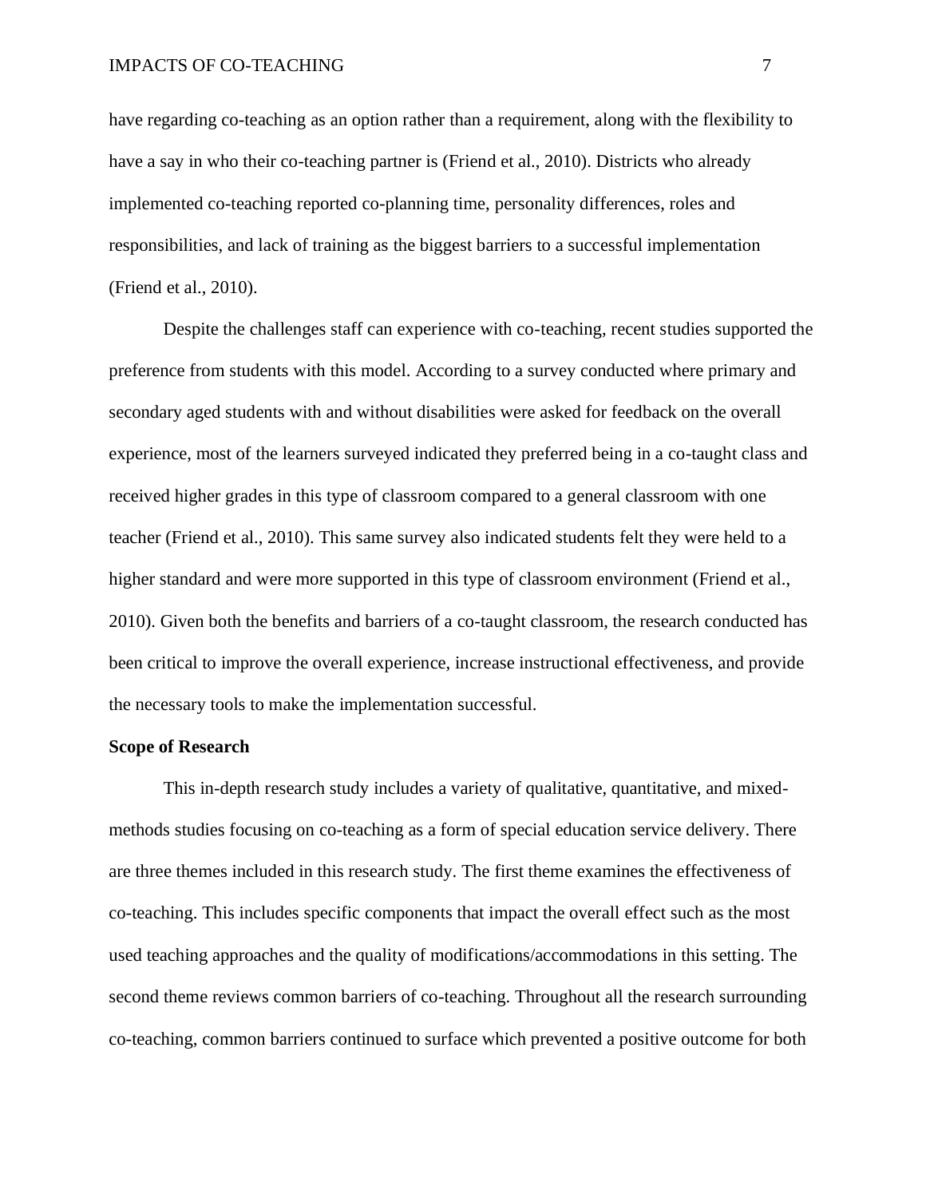have regarding co-teaching as an option rather than a requirement, along with the flexibility to have a say in who their co-teaching partner is (Friend et al., 2010). Districts who already implemented co-teaching reported co-planning time, personality differences, roles and responsibilities, and lack of training as the biggest barriers to a successful implementation (Friend et al., 2010).

Despite the challenges staff can experience with co-teaching, recent studies supported the preference from students with this model. According to a survey conducted where primary and secondary aged students with and without disabilities were asked for feedback on the overall experience, most of the learners surveyed indicated they preferred being in a co-taught class and received higher grades in this type of classroom compared to a general classroom with one teacher (Friend et al., 2010). This same survey also indicated students felt they were held to a higher standard and were more supported in this type of classroom environment (Friend et al., 2010). Given both the benefits and barriers of a co-taught classroom, the research conducted has been critical to improve the overall experience, increase instructional effectiveness, and provide the necessary tools to make the implementation successful.

**Scope of Research**

This in-depth research study includes a variety of qualitative, quantitative, and mixed-methods studies focusing on co-teaching as a form of special education service delivery. There are three themes included in this research study. The first theme examines the effectiveness of co-teaching. This includes specific components that impact the overall effect such as the most used teaching approaches and the quality of modifications/accommodations in this setting. The second theme reviews common barriers of co-teaching. Throughout all the research surrounding co-teaching, common barriers continued to surface which prevented a positive outcome for both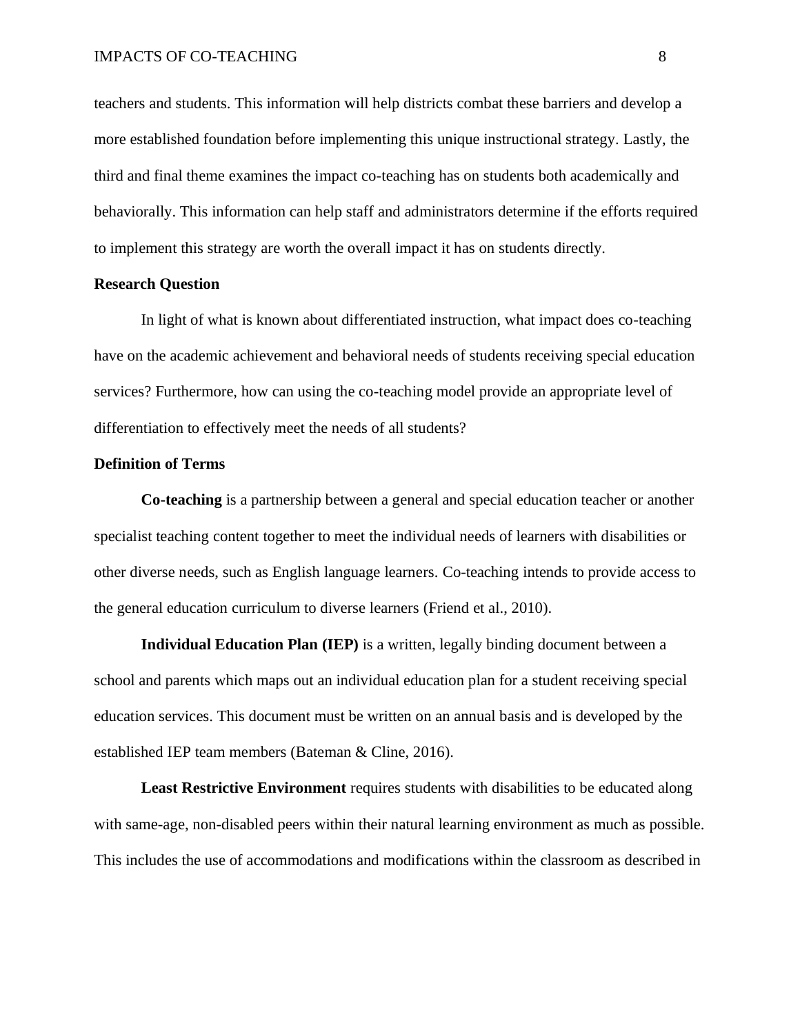teachers and students. This information will help districts combat these barriers and develop a more established foundation before implementing this unique instructional strategy. Lastly, the third and final theme examines the impact co-teaching has on students both academically and behaviorally. This information can help staff and administrators determine if the efforts required to implement this strategy are worth the overall impact it has on students directly.

## Research Question

In light of what is known about differentiated instruction, what impact does co-teaching have on the academic achievement and behavioral needs of students receiving special education services? Furthermore, how can using the co-teaching model provide an appropriate level of differentiation to effectively meet the needs of all students?

## Definition of Terms

**Co-teaching** is a partnership between a general and special education teacher or another specialist teaching content together to meet the individual needs of learners with disabilities or other diverse needs, such as English language learners. Co-teaching intends to provide access to the general education curriculum to diverse learners (Friend et al., 2010).

**Individual Education Plan (IEP)** is a written, legally binding document between a school and parents which maps out an individual education plan for a student receiving special education services. This document must be written on an annual basis and is developed by the established IEP team members (Bateman & Cline, 2016).

**Least Restrictive Environment** requires students with disabilities to be educated along with same-age, non-disabled peers within their natural learning environment as much as possible. This includes the use of accommodations and modifications within the classroom as described in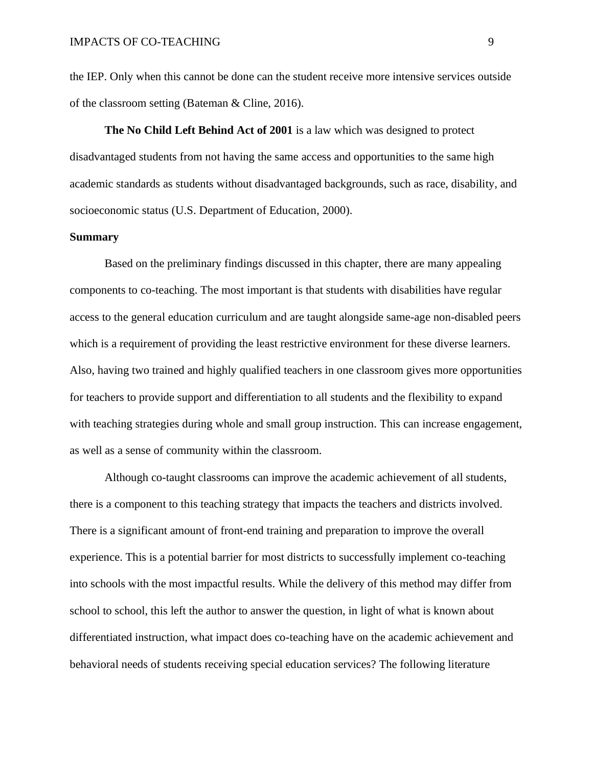the IEP. Only when this cannot be done can the student receive more intensive services outside of the classroom setting (Bateman & Cline, 2016).

**The No Child Left Behind Act of 2001** is a law which was designed to protect disadvantaged students from not having the same access and opportunities to the same high academic standards as students without disadvantaged backgrounds, such as race, disability, and socioeconomic status (U.S. Department of Education, 2000).

## Summary

Based on the preliminary findings discussed in this chapter, there are many appealing components to co-teaching. The most important is that students with disabilities have regular access to the general education curriculum and are taught alongside same-age non-disabled peers which is a requirement of providing the least restrictive environment for these diverse learners. Also, having two trained and highly qualified teachers in one classroom gives more opportunities for teachers to provide support and differentiation to all students and the flexibility to expand with teaching strategies during whole and small group instruction. This can increase engagement, as well as a sense of community within the classroom.

Although co-taught classrooms can improve the academic achievement of all students, there is a component to this teaching strategy that impacts the teachers and districts involved. There is a significant amount of front-end training and preparation to improve the overall experience. This is a potential barrier for most districts to successfully implement co-teaching into schools with the most impactful results. While the delivery of this method may differ from school to school, this left the author to answer the question, in light of what is known about differentiated instruction, what impact does co-teaching have on the academic achievement and behavioral needs of students receiving special education services? The following literature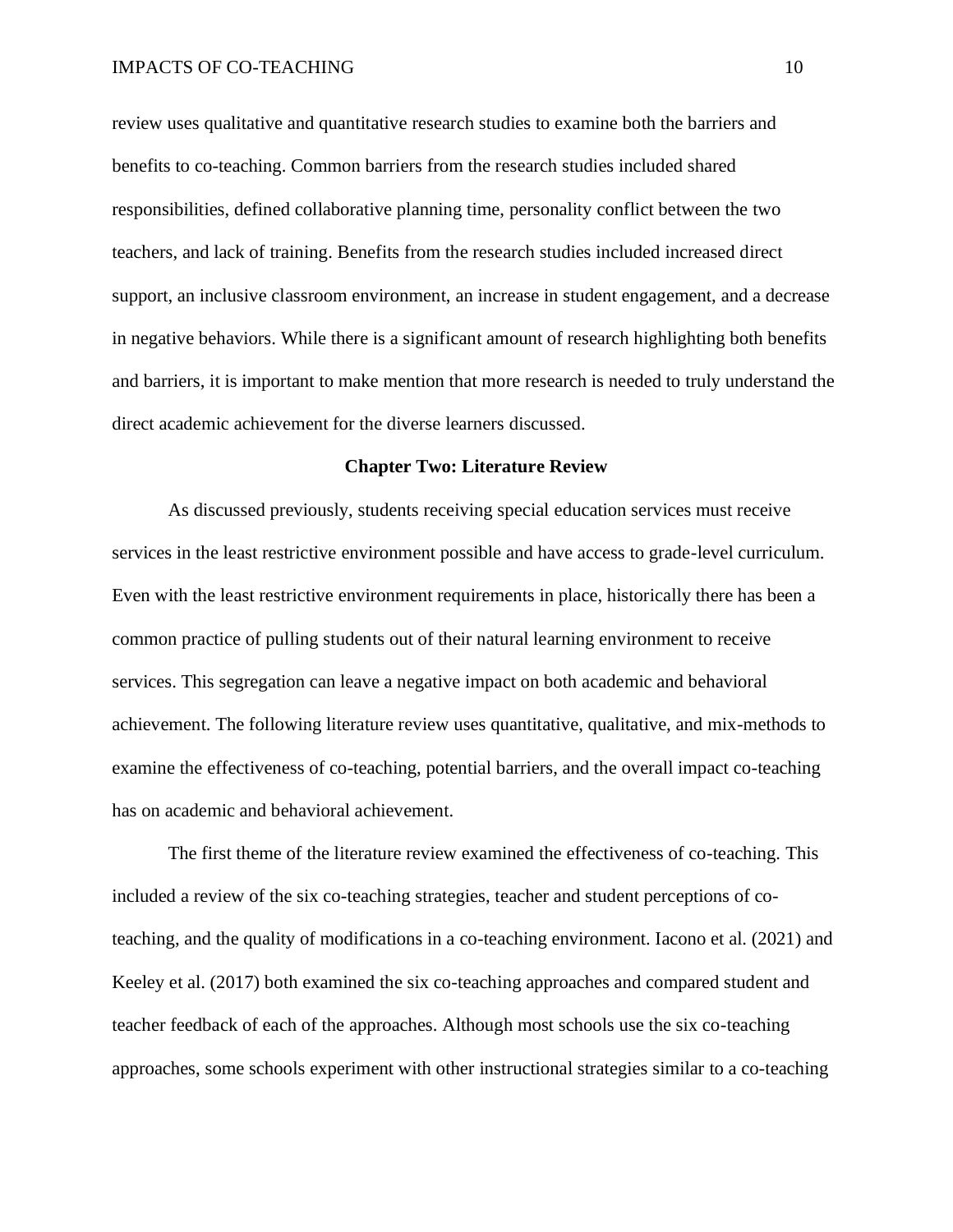review uses qualitative and quantitative research studies to examine both the barriers and benefits to co-teaching. Common barriers from the research studies included shared responsibilities, defined collaborative planning time, personality conflict between the two teachers, and lack of training. Benefits from the research studies included increased direct support, an inclusive classroom environment, an increase in student engagement, and a decrease in negative behaviors. While there is a significant amount of research highlighting both benefits and barriers, it is important to make mention that more research is needed to truly understand the direct academic achievement for the diverse learners discussed.

## Chapter Two: Literature Review

As discussed previously, students receiving special education services must receive services in the least restrictive environment possible and have access to grade-level curriculum. Even with the least restrictive environment requirements in place, historically there has been a common practice of pulling students out of their natural learning environment to receive services. This segregation can leave a negative impact on both academic and behavioral achievement. The following literature review uses quantitative, qualitative, and mix-methods to examine the effectiveness of co-teaching, potential barriers, and the overall impact co-teaching has on academic and behavioral achievement.

The first theme of the literature review examined the effectiveness of co-teaching. This included a review of the six co-teaching strategies, teacher and student perceptions of co-teaching, and the quality of modifications in a co-teaching environment. Iacono et al. (2021) and Keeley et al. (2017) both examined the six co-teaching approaches and compared student and teacher feedback of each of the approaches. Although most schools use the six co-teaching approaches, some schools experiment with other instructional strategies similar to a co-teaching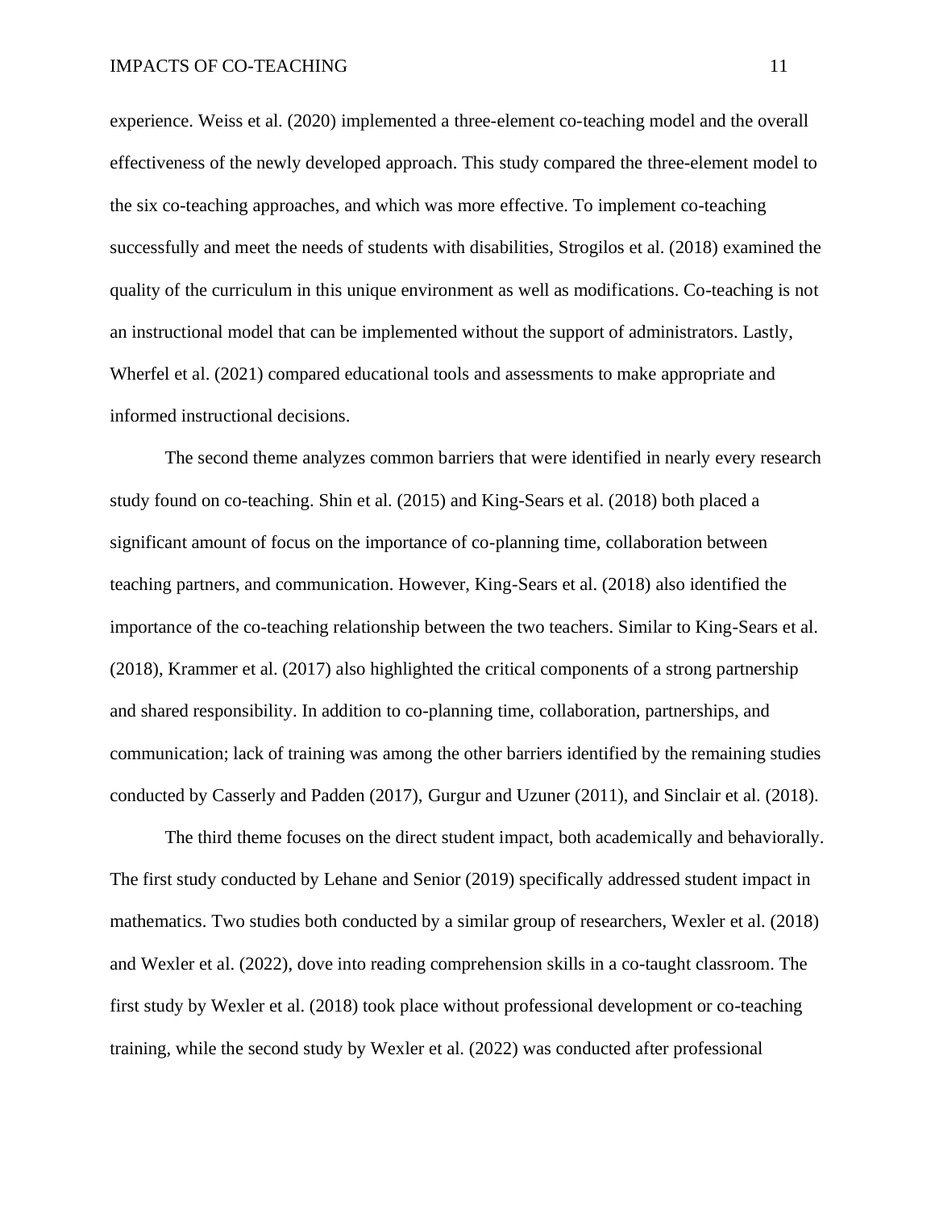experience. Weiss et al. (2020) implemented a three-element co-teaching model and the overall effectiveness of the newly developed approach. This study compared the three-element model to the six co-teaching approaches, and which was more effective. To implement co-teaching successfully and meet the needs of students with disabilities, Strogilos et al. (2018) examined the quality of the curriculum in this unique environment as well as modifications. Co-teaching is not an instructional model that can be implemented without the support of administrators. Lastly, Wherfel et al. (2021) compared educational tools and assessments to make appropriate and informed instructional decisions.

The second theme analyzes common barriers that were identified in nearly every research study found on co-teaching. Shin et al. (2015) and King-Sears et al. (2018) both placed a significant amount of focus on the importance of co-planning time, collaboration between teaching partners, and communication. However, King-Sears et al. (2018) also identified the importance of the co-teaching relationship between the two teachers. Similar to King-Sears et al. (2018), Krammer et al. (2017) also highlighted the critical components of a strong partnership and shared responsibility. In addition to co-planning time, collaboration, partnerships, and communication; lack of training was among the other barriers identified by the remaining studies conducted by Casserly and Padden (2017), Gurgur and Uzuner (2011), and Sinclair et al. (2018).

The third theme focuses on the direct student impact, both academically and behaviorally. The first study conducted by Lehane and Senior (2019) specifically addressed student impact in mathematics. Two studies both conducted by a similar group of researchers, Wexler et al. (2018) and Wexler et al. (2022), dove into reading comprehension skills in a co-taught classroom. The first study by Wexler et al. (2018) took place without professional development or co-teaching training, while the second study by Wexler et al. (2022) was conducted after professional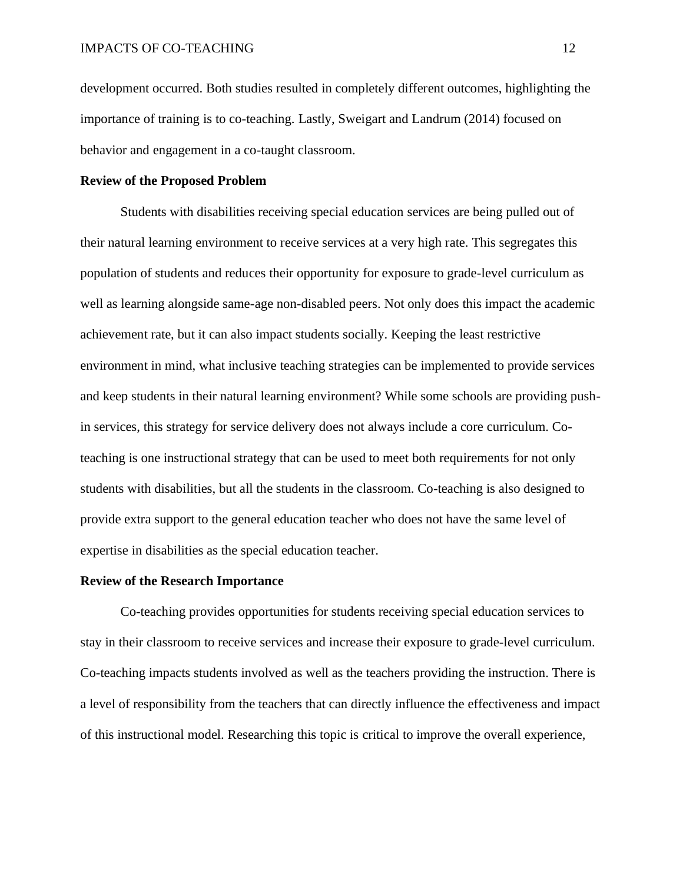development occurred. Both studies resulted in completely different outcomes, highlighting the importance of training is to co-teaching. Lastly, Sweigart and Landrum (2014) focused on behavior and engagement in a co-taught classroom.

**Review of the Proposed Problem**

Students with disabilities receiving special education services are being pulled out of their natural learning environment to receive services at a very high rate. This segregates this population of students and reduces their opportunity for exposure to grade-level curriculum as well as learning alongside same-age non-disabled peers. Not only does this impact the academic achievement rate, but it can also impact students socially. Keeping the least restrictive environment in mind, what inclusive teaching strategies can be implemented to provide services and keep students in their natural learning environment? While some schools are providing push-in services, this strategy for service delivery does not always include a core curriculum. Co-teaching is one instructional strategy that can be used to meet both requirements for not only students with disabilities, but all the students in the classroom. Co-teaching is also designed to provide extra support to the general education teacher who does not have the same level of expertise in disabilities as the special education teacher.

**Review of the Research Importance**

Co-teaching provides opportunities for students receiving special education services to stay in their classroom to receive services and increase their exposure to grade-level curriculum. Co-teaching impacts students involved as well as the teachers providing the instruction. There is a level of responsibility from the teachers that can directly influence the effectiveness and impact of this instructional model. Researching this topic is critical to improve the overall experience,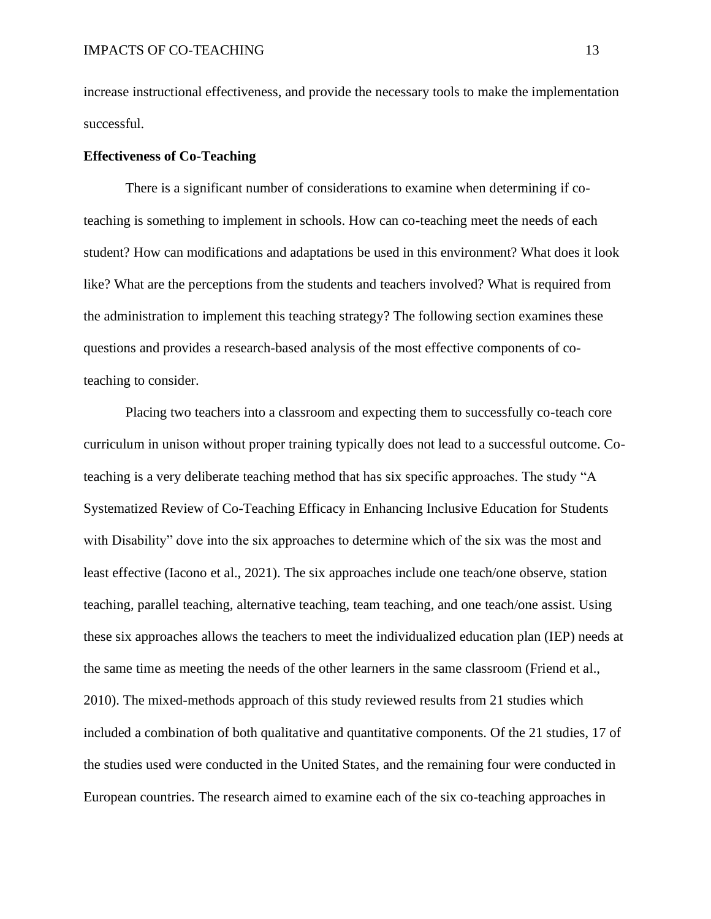increase instructional effectiveness, and provide the necessary tools to make the implementation successful.

**Effectiveness of Co-Teaching**

There is a significant number of considerations to examine when determining if co-teaching is something to implement in schools. How can co-teaching meet the needs of each student? How can modifications and adaptations be used in this environment? What does it look like? What are the perceptions from the students and teachers involved? What is required from the administration to implement this teaching strategy? The following section examines these questions and provides a research-based analysis of the most effective components of co-teaching to consider.

Placing two teachers into a classroom and expecting them to successfully co-teach core curriculum in unison without proper training typically does not lead to a successful outcome. Co-teaching is a very deliberate teaching method that has six specific approaches. The study "A Systematized Review of Co-Teaching Efficacy in Enhancing Inclusive Education for Students with Disability" dove into the six approaches to determine which of the six was the most and least effective (Iacono et al., 2021). The six approaches include one teach/one observe, station teaching, parallel teaching, alternative teaching, team teaching, and one teach/one assist. Using these six approaches allows the teachers to meet the individualized education plan (IEP) needs at the same time as meeting the needs of the other learners in the same classroom (Friend et al., 2010). The mixed-methods approach of this study reviewed results from 21 studies which included a combination of both qualitative and quantitative components. Of the 21 studies, 17 of the studies used were conducted in the United States, and the remaining four were conducted in European countries. The research aimed to examine each of the six co-teaching approaches in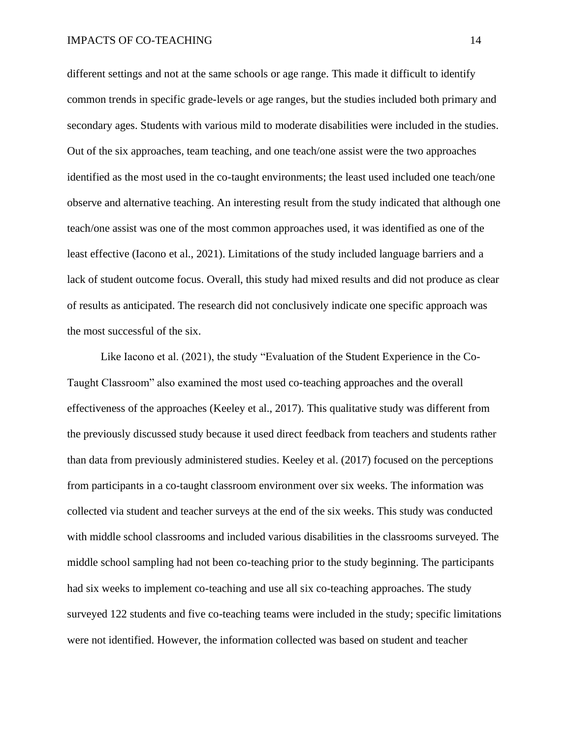different settings and not at the same schools or age range. This made it difficult to identify common trends in specific grade-levels or age ranges, but the studies included both primary and secondary ages. Students with various mild to moderate disabilities were included in the studies. Out of the six approaches, team teaching, and one teach/one assist were the two approaches identified as the most used in the co-taught environments; the least used included one teach/one observe and alternative teaching. An interesting result from the study indicated that although one teach/one assist was one of the most common approaches used, it was identified as one of the least effective (Iacono et al., 2021). Limitations of the study included language barriers and a lack of student outcome focus. Overall, this study had mixed results and did not produce as clear of results as anticipated. The research did not conclusively indicate one specific approach was the most successful of the six.

Like Iacono et al. (2021), the study "Evaluation of the Student Experience in the Co-Taught Classroom" also examined the most used co-teaching approaches and the overall effectiveness of the approaches (Keeley et al., 2017). This qualitative study was different from the previously discussed study because it used direct feedback from teachers and students rather than data from previously administered studies. Keeley et al. (2017) focused on the perceptions from participants in a co-taught classroom environment over six weeks. The information was collected via student and teacher surveys at the end of the six weeks. This study was conducted with middle school classrooms and included various disabilities in the classrooms surveyed. The middle school sampling had not been co-teaching prior to the study beginning. The participants had six weeks to implement co-teaching and use all six co-teaching approaches. The study surveyed 122 students and five co-teaching teams were included in the study; specific limitations were not identified. However, the information collected was based on student and teacher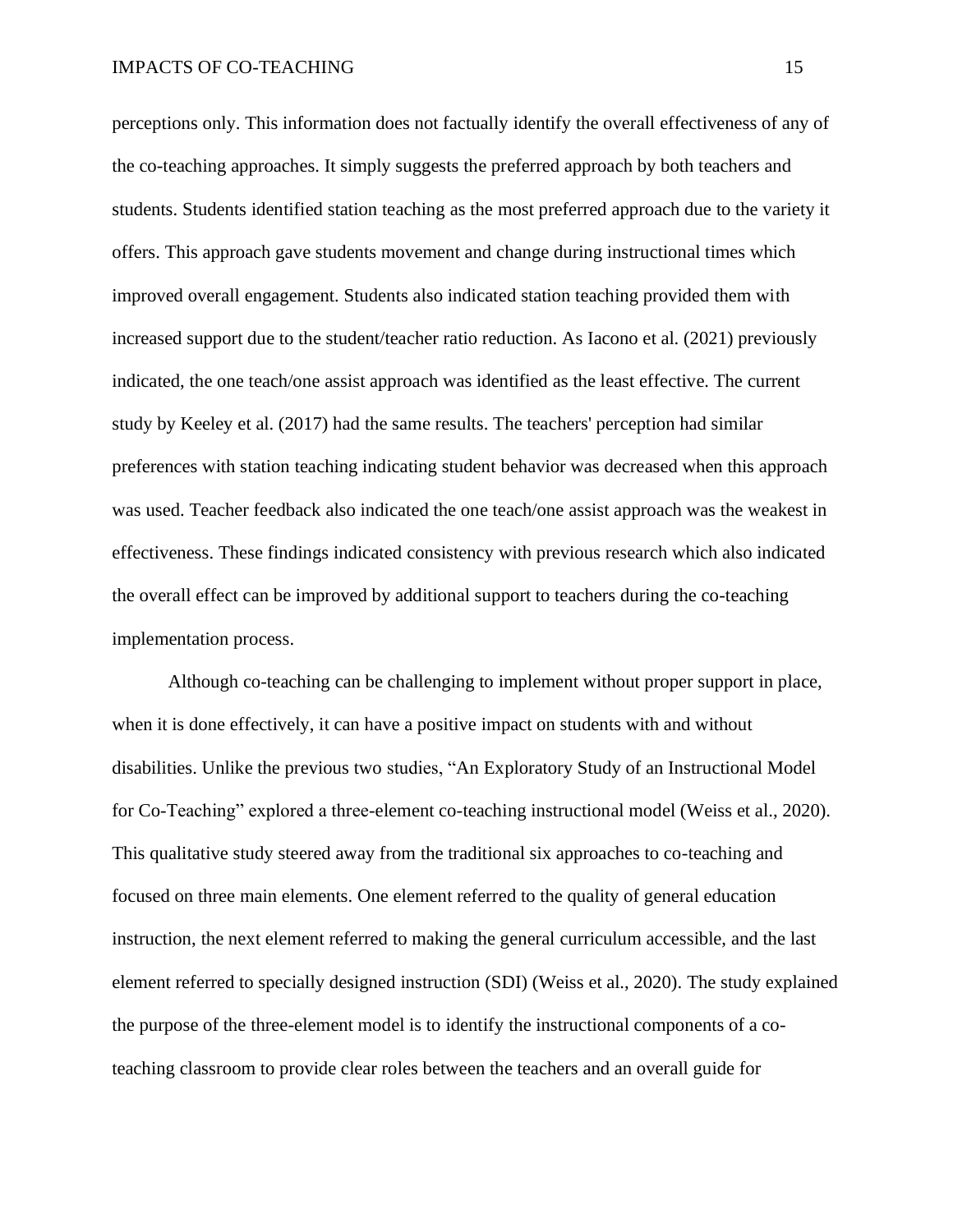perceptions only. This information does not factually identify the overall effectiveness of any of the co-teaching approaches. It simply suggests the preferred approach by both teachers and students. Students identified station teaching as the most preferred approach due to the variety it offers. This approach gave students movement and change during instructional times which improved overall engagement. Students also indicated station teaching provided them with increased support due to the student/teacher ratio reduction. As Iacono et al. (2021) previously indicated, the one teach/one assist approach was identified as the least effective. The current study by Keeley et al. (2017) had the same results. The teachers' perception had similar preferences with station teaching indicating student behavior was decreased when this approach was used. Teacher feedback also indicated the one teach/one assist approach was the weakest in effectiveness. These findings indicated consistency with previous research which also indicated the overall effect can be improved by additional support to teachers during the co-teaching implementation process.

Although co-teaching can be challenging to implement without proper support in place, when it is done effectively, it can have a positive impact on students with and without disabilities. Unlike the previous two studies, "An Exploratory Study of an Instructional Model for Co-Teaching" explored a three-element co-teaching instructional model (Weiss et al., 2020). This qualitative study steered away from the traditional six approaches to co-teaching and focused on three main elements. One element referred to the quality of general education instruction, the next element referred to making the general curriculum accessible, and the last element referred to specially designed instruction (SDI) (Weiss et al., 2020). The study explained the purpose of the three-element model is to identify the instructional components of a co-teaching classroom to provide clear roles between the teachers and an overall guide for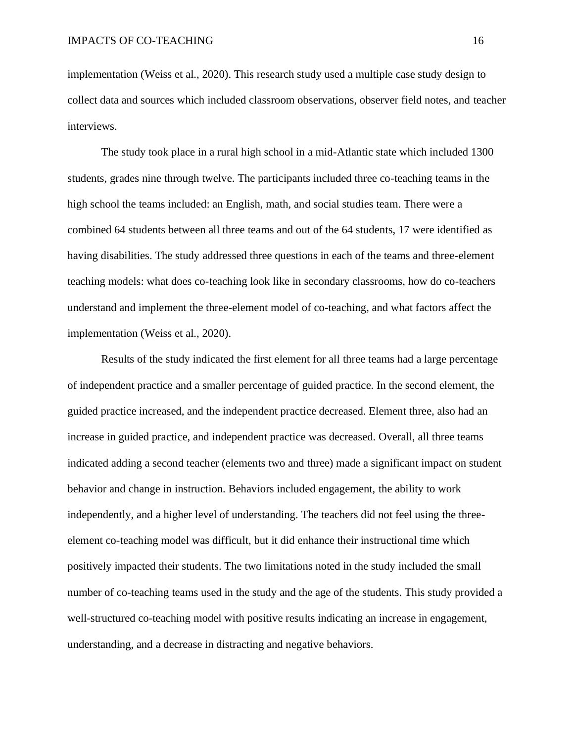implementation (Weiss et al., 2020). This research study used a multiple case study design to collect data and sources which included classroom observations, observer field notes, and teacher interviews.

The study took place in a rural high school in a mid-Atlantic state which included 1300 students, grades nine through twelve. The participants included three co-teaching teams in the high school the teams included: an English, math, and social studies team. There were a combined 64 students between all three teams and out of the 64 students, 17 were identified as having disabilities. The study addressed three questions in each of the teams and three-element teaching models: what does co-teaching look like in secondary classrooms, how do co-teachers understand and implement the three-element model of co-teaching, and what factors affect the implementation (Weiss et al., 2020).

Results of the study indicated the first element for all three teams had a large percentage of independent practice and a smaller percentage of guided practice. In the second element, the guided practice increased, and the independent practice decreased. Element three, also had an increase in guided practice, and independent practice was decreased. Overall, all three teams indicated adding a second teacher (elements two and three) made a significant impact on student behavior and change in instruction. Behaviors included engagement, the ability to work independently, and a higher level of understanding. The teachers did not feel using the three-element co-teaching model was difficult, but it did enhance their instructional time which positively impacted their students. The two limitations noted in the study included the small number of co-teaching teams used in the study and the age of the students. This study provided a well-structured co-teaching model with positive results indicating an increase in engagement, understanding, and a decrease in distracting and negative behaviors.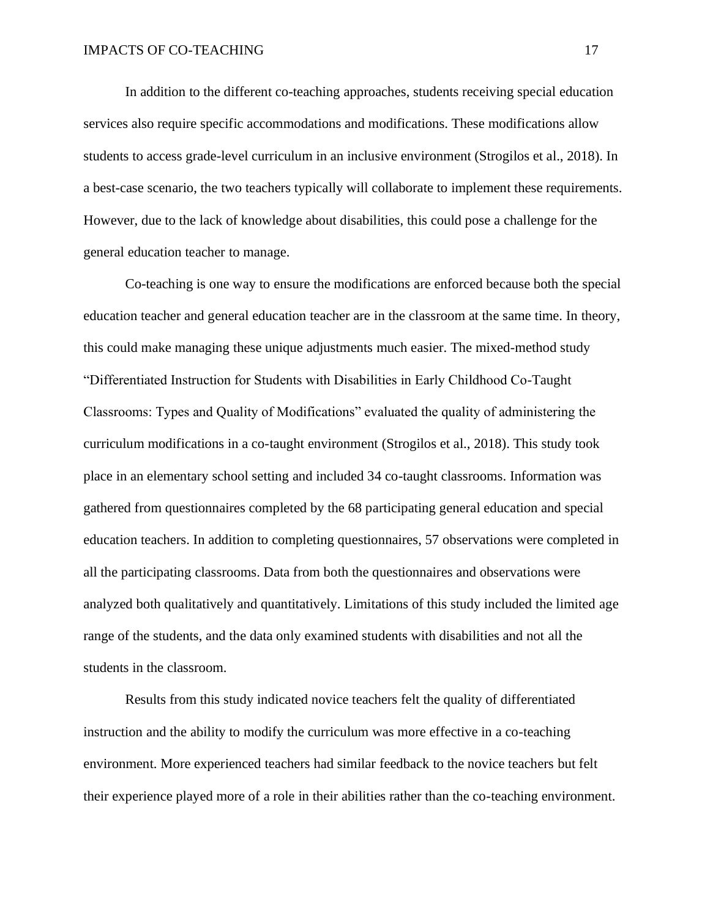In addition to the different co-teaching approaches, students receiving special education services also require specific accommodations and modifications. These modifications allow students to access grade-level curriculum in an inclusive environment (Strogilos et al., 2018). In a best-case scenario, the two teachers typically will collaborate to implement these requirements. However, due to the lack of knowledge about disabilities, this could pose a challenge for the general education teacher to manage.

Co-teaching is one way to ensure the modifications are enforced because both the special education teacher and general education teacher are in the classroom at the same time. In theory, this could make managing these unique adjustments much easier. The mixed-method study "Differentiated Instruction for Students with Disabilities in Early Childhood Co-Taught Classrooms: Types and Quality of Modifications" evaluated the quality of administering the curriculum modifications in a co-taught environment (Strogilos et al., 2018). This study took place in an elementary school setting and included 34 co-taught classrooms. Information was gathered from questionnaires completed by the 68 participating general education and special education teachers. In addition to completing questionnaires, 57 observations were completed in all the participating classrooms. Data from both the questionnaires and observations were analyzed both qualitatively and quantitatively. Limitations of this study included the limited age range of the students, and the data only examined students with disabilities and not all the students in the classroom.

Results from this study indicated novice teachers felt the quality of differentiated instruction and the ability to modify the curriculum was more effective in a co-teaching environment. More experienced teachers had similar feedback to the novice teachers but felt their experience played more of a role in their abilities rather than the co-teaching environment.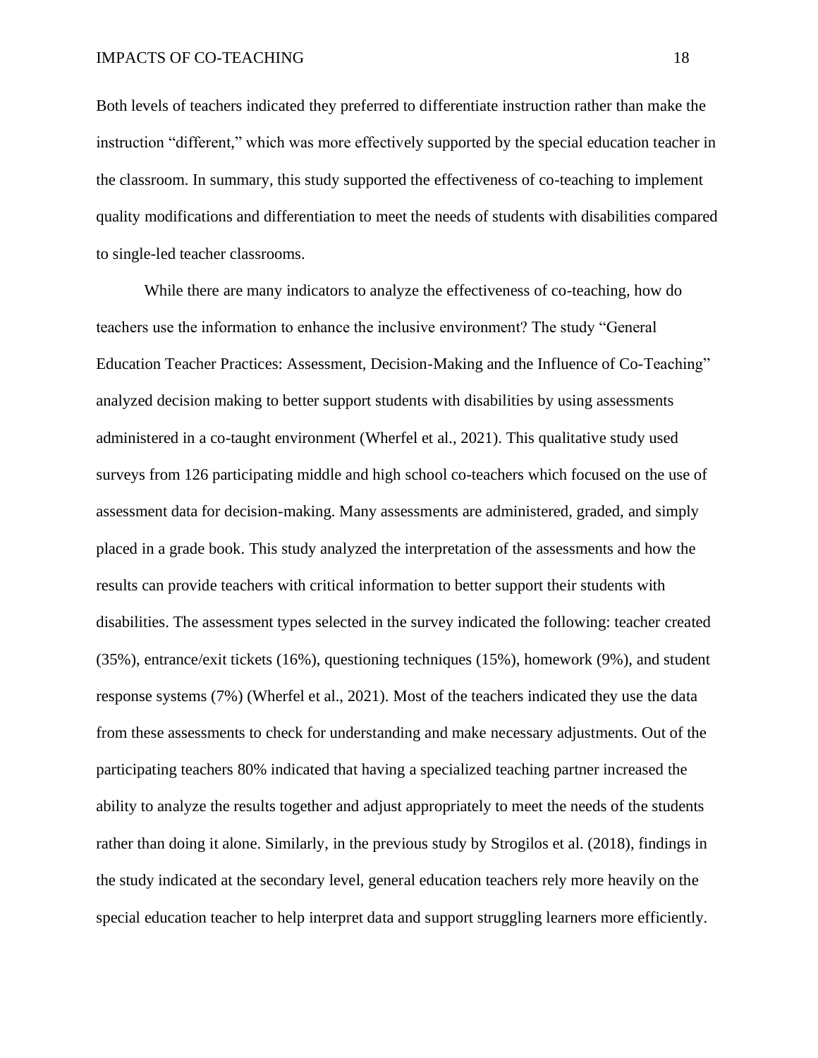Both levels of teachers indicated they preferred to differentiate instruction rather than make the instruction "different," which was more effectively supported by the special education teacher in the classroom. In summary, this study supported the effectiveness of co-teaching to implement quality modifications and differentiation to meet the needs of students with disabilities compared to single-led teacher classrooms.

While there are many indicators to analyze the effectiveness of co-teaching, how do teachers use the information to enhance the inclusive environment? The study "General Education Teacher Practices: Assessment, Decision-Making and the Influence of Co-Teaching" analyzed decision making to better support students with disabilities by using assessments administered in a co-taught environment (Wherfel et al., 2021). This qualitative study used surveys from 126 participating middle and high school co-teachers which focused on the use of assessment data for decision-making. Many assessments are administered, graded, and simply placed in a grade book. This study analyzed the interpretation of the assessments and how the results can provide teachers with critical information to better support their students with disabilities. The assessment types selected in the survey indicated the following: teacher created (35%), entrance/exit tickets (16%), questioning techniques (15%), homework (9%), and student response systems (7%) (Wherfel et al., 2021). Most of the teachers indicated they use the data from these assessments to check for understanding and make necessary adjustments. Out of the participating teachers 80% indicated that having a specialized teaching partner increased the ability to analyze the results together and adjust appropriately to meet the needs of the students rather than doing it alone. Similarly, in the previous study by Strogilos et al. (2018), findings in the study indicated at the secondary level, general education teachers rely more heavily on the special education teacher to help interpret data and support struggling learners more efficiently.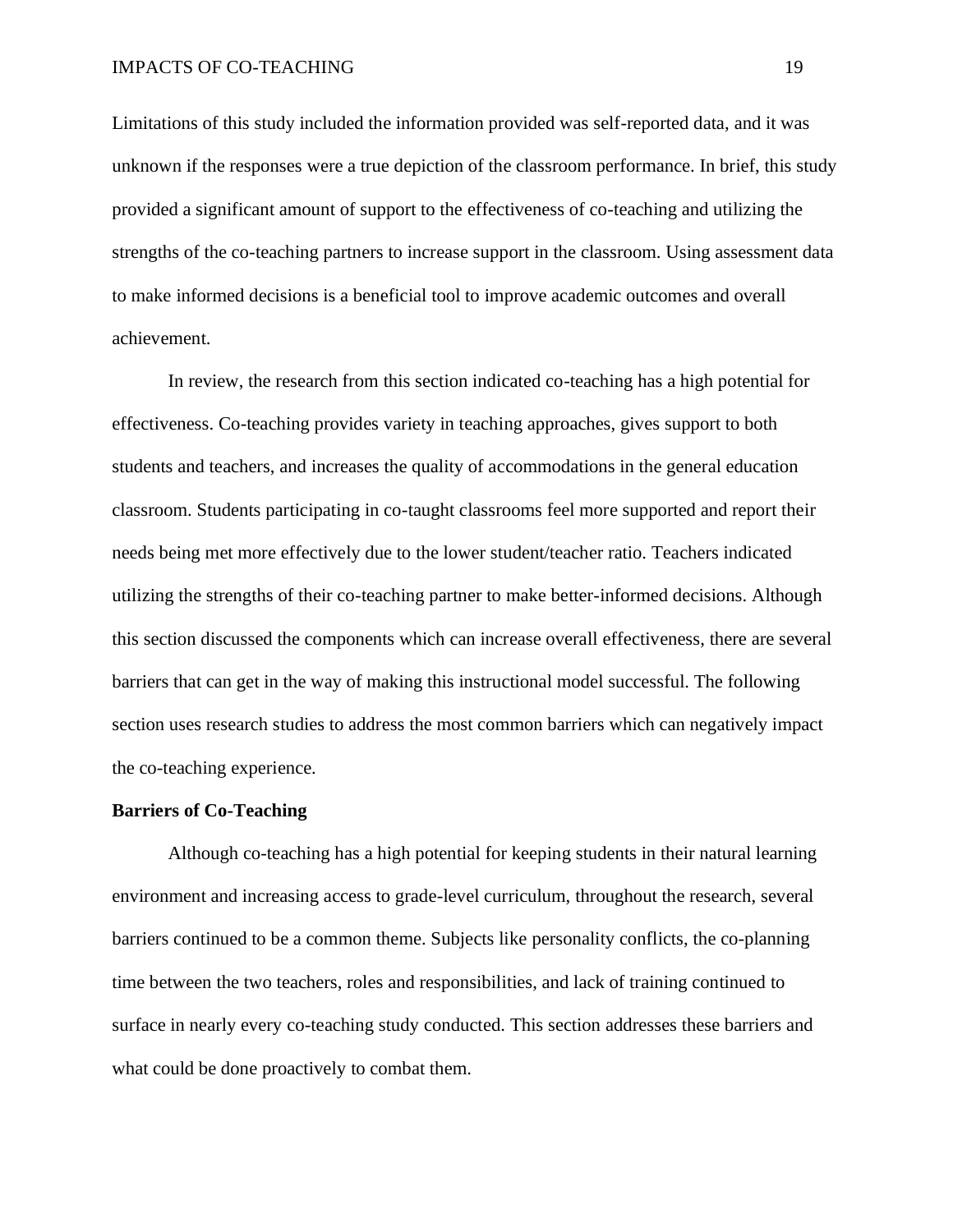Limitations of this study included the information provided was self-reported data, and it was unknown if the responses were a true depiction of the classroom performance. In brief, this study provided a significant amount of support to the effectiveness of co-teaching and utilizing the strengths of the co-teaching partners to increase support in the classroom. Using assessment data to make informed decisions is a beneficial tool to improve academic outcomes and overall achievement.

In review, the research from this section indicated co-teaching has a high potential for effectiveness. Co-teaching provides variety in teaching approaches, gives support to both students and teachers, and increases the quality of accommodations in the general education classroom. Students participating in co-taught classrooms feel more supported and report their needs being met more effectively due to the lower student/teacher ratio. Teachers indicated utilizing the strengths of their co-teaching partner to make better-informed decisions. Although this section discussed the components which can increase overall effectiveness, there are several barriers that can get in the way of making this instructional model successful. The following section uses research studies to address the most common barriers which can negatively impact the co-teaching experience.

## Barriers of Co-Teaching

Although co-teaching has a high potential for keeping students in their natural learning environment and increasing access to grade-level curriculum, throughout the research, several barriers continued to be a common theme. Subjects like personality conflicts, the co-planning time between the two teachers, roles and responsibilities, and lack of training continued to surface in nearly every co-teaching study conducted. This section addresses these barriers and what could be done proactively to combat them.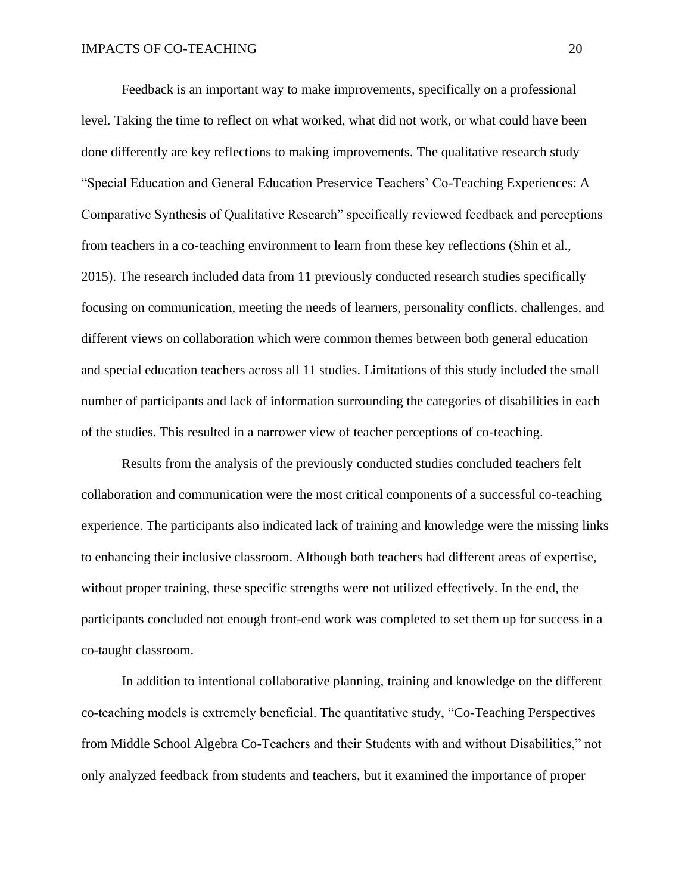Feedback is an important way to make improvements, specifically on a professional level. Taking the time to reflect on what worked, what did not work, or what could have been done differently are key reflections to making improvements. The qualitative research study "Special Education and General Education Preservice Teachers' Co-Teaching Experiences: A Comparative Synthesis of Qualitative Research" specifically reviewed feedback and perceptions from teachers in a co-teaching environment to learn from these key reflections (Shin et al., 2015). The research included data from 11 previously conducted research studies specifically focusing on communication, meeting the needs of learners, personality conflicts, challenges, and different views on collaboration which were common themes between both general education and special education teachers across all 11 studies. Limitations of this study included the small number of participants and lack of information surrounding the categories of disabilities in each of the studies. This resulted in a narrower view of teacher perceptions of co-teaching.

Results from the analysis of the previously conducted studies concluded teachers felt collaboration and communication were the most critical components of a successful co-teaching experience. The participants also indicated lack of training and knowledge were the missing links to enhancing their inclusive classroom. Although both teachers had different areas of expertise, without proper training, these specific strengths were not utilized effectively. In the end, the participants concluded not enough front-end work was completed to set them up for success in a co-taught classroom.

In addition to intentional collaborative planning, training and knowledge on the different co-teaching models is extremely beneficial. The quantitative study, "Co-Teaching Perspectives from Middle School Algebra Co-Teachers and their Students with and without Disabilities," not only analyzed feedback from students and teachers, but it examined the importance of proper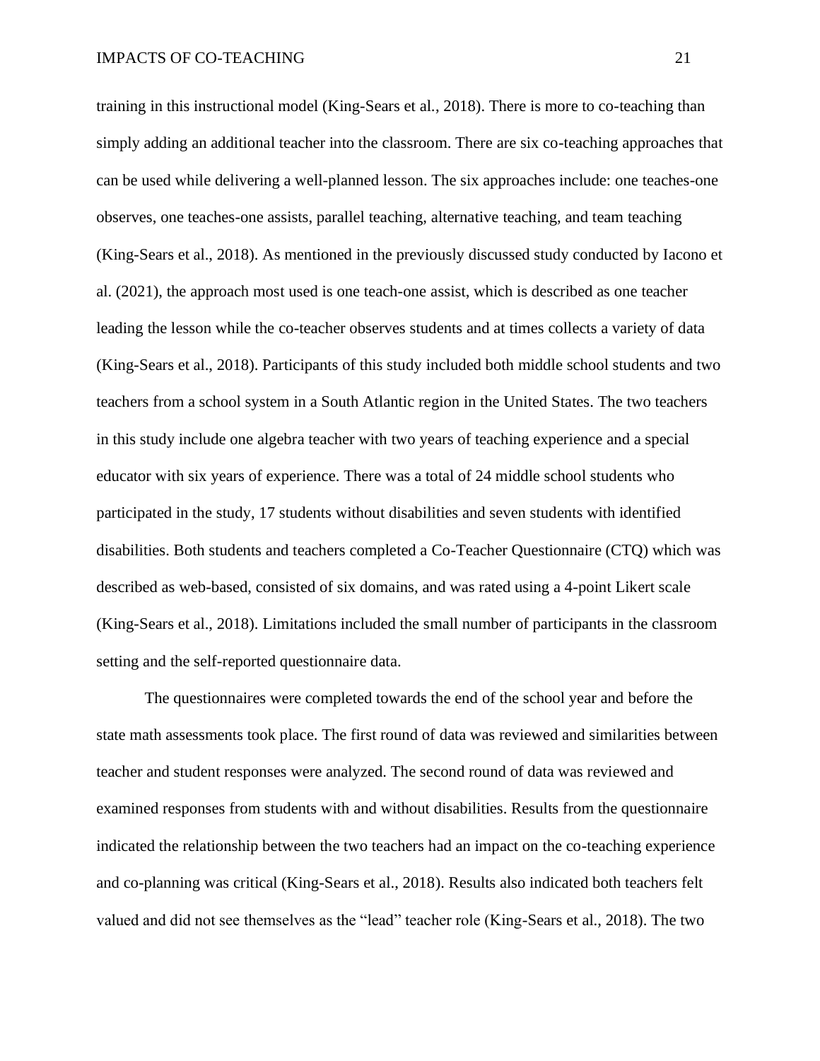training in this instructional model (King-Sears et al., 2018). There is more to co-teaching than simply adding an additional teacher into the classroom. There are six co-teaching approaches that can be used while delivering a well-planned lesson. The six approaches include: one teaches-one observes, one teaches-one assists, parallel teaching, alternative teaching, and team teaching (King-Sears et al., 2018). As mentioned in the previously discussed study conducted by Iacono et al. (2021), the approach most used is one teach-one assist, which is described as one teacher leading the lesson while the co-teacher observes students and at times collects a variety of data (King-Sears et al., 2018). Participants of this study included both middle school students and two teachers from a school system in a South Atlantic region in the United States. The two teachers in this study include one algebra teacher with two years of teaching experience and a special educator with six years of experience. There was a total of 24 middle school students who participated in the study, 17 students without disabilities and seven students with identified disabilities. Both students and teachers completed a Co-Teacher Questionnaire (CTQ) which was described as web-based, consisted of six domains, and was rated using a 4-point Likert scale (King-Sears et al., 2018). Limitations included the small number of participants in the classroom setting and the self-reported questionnaire data.

The questionnaires were completed towards the end of the school year and before the state math assessments took place. The first round of data was reviewed and similarities between teacher and student responses were analyzed. The second round of data was reviewed and examined responses from students with and without disabilities. Results from the questionnaire indicated the relationship between the two teachers had an impact on the co-teaching experience and co-planning was critical (King-Sears et al., 2018). Results also indicated both teachers felt valued and did not see themselves as the "lead" teacher role (King-Sears et al., 2018). The two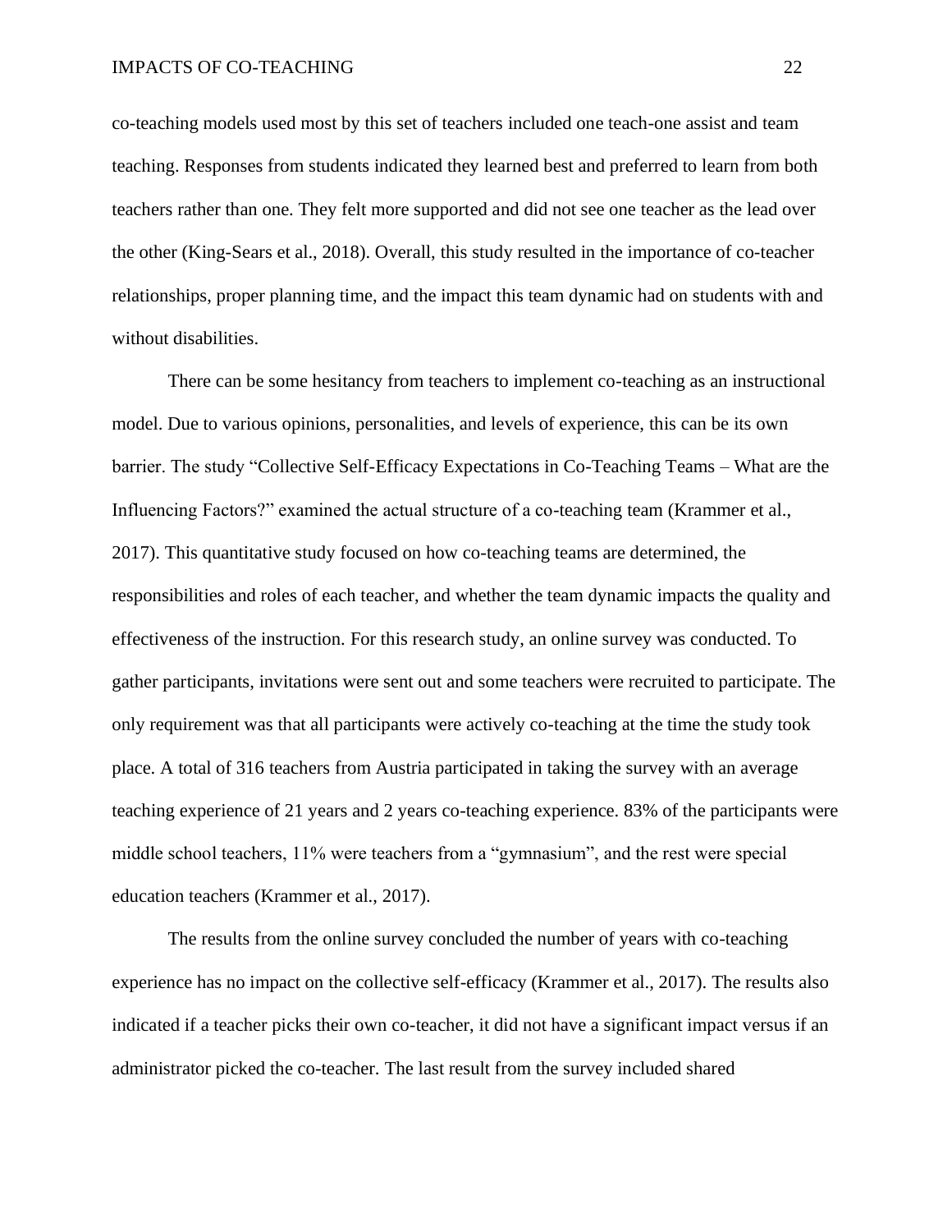co-teaching models used most by this set of teachers included one teach-one assist and team teaching. Responses from students indicated they learned best and preferred to learn from both teachers rather than one. They felt more supported and did not see one teacher as the lead over the other (King-Sears et al., 2018). Overall, this study resulted in the importance of co-teacher relationships, proper planning time, and the impact this team dynamic had on students with and without disabilities.

There can be some hesitancy from teachers to implement co-teaching as an instructional model. Due to various opinions, personalities, and levels of experience, this can be its own barrier. The study "Collective Self-Efficacy Expectations in Co-Teaching Teams – What are the Influencing Factors?" examined the actual structure of a co-teaching team (Krammer et al., 2017). This quantitative study focused on how co-teaching teams are determined, the responsibilities and roles of each teacher, and whether the team dynamic impacts the quality and effectiveness of the instruction. For this research study, an online survey was conducted. To gather participants, invitations were sent out and some teachers were recruited to participate. The only requirement was that all participants were actively co-teaching at the time the study took place. A total of 316 teachers from Austria participated in taking the survey with an average teaching experience of 21 years and 2 years co-teaching experience. 83% of the participants were middle school teachers, 11% were teachers from a "gymnasium", and the rest were special education teachers (Krammer et al., 2017).

The results from the online survey concluded the number of years with co-teaching experience has no impact on the collective self-efficacy (Krammer et al., 2017). The results also indicated if a teacher picks their own co-teacher, it did not have a significant impact versus if an administrator picked the co-teacher. The last result from the survey included shared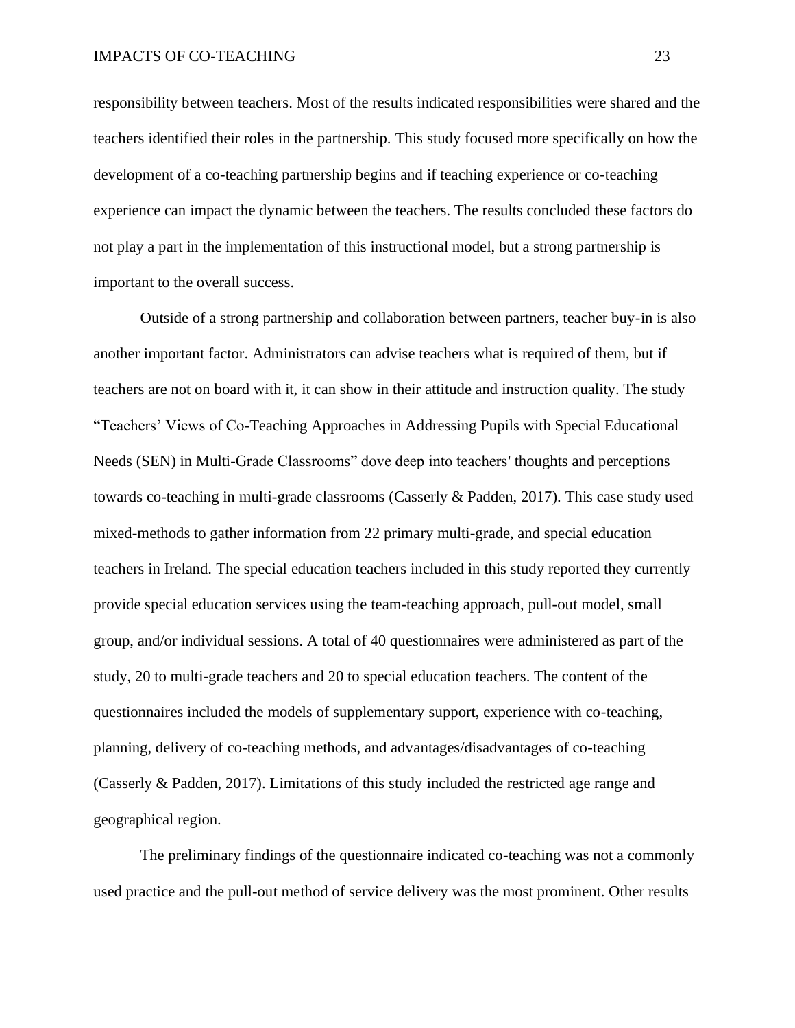responsibility between teachers. Most of the results indicated responsibilities were shared and the teachers identified their roles in the partnership. This study focused more specifically on how the development of a co-teaching partnership begins and if teaching experience or co-teaching experience can impact the dynamic between the teachers. The results concluded these factors do not play a part in the implementation of this instructional model, but a strong partnership is important to the overall success.

Outside of a strong partnership and collaboration between partners, teacher buy-in is also another important factor. Administrators can advise teachers what is required of them, but if teachers are not on board with it, it can show in their attitude and instruction quality. The study "Teachers' Views of Co-Teaching Approaches in Addressing Pupils with Special Educational Needs (SEN) in Multi-Grade Classrooms" dove deep into teachers' thoughts and perceptions towards co-teaching in multi-grade classrooms (Casserly & Padden, 2017). This case study used mixed-methods to gather information from 22 primary multi-grade, and special education teachers in Ireland. The special education teachers included in this study reported they currently provide special education services using the team-teaching approach, pull-out model, small group, and/or individual sessions. A total of 40 questionnaires were administered as part of the study, 20 to multi-grade teachers and 20 to special education teachers. The content of the questionnaires included the models of supplementary support, experience with co-teaching, planning, delivery of co-teaching methods, and advantages/disadvantages of co-teaching (Casserly & Padden, 2017). Limitations of this study included the restricted age range and geographical region.

The preliminary findings of the questionnaire indicated co-teaching was not a commonly used practice and the pull-out method of service delivery was the most prominent. Other results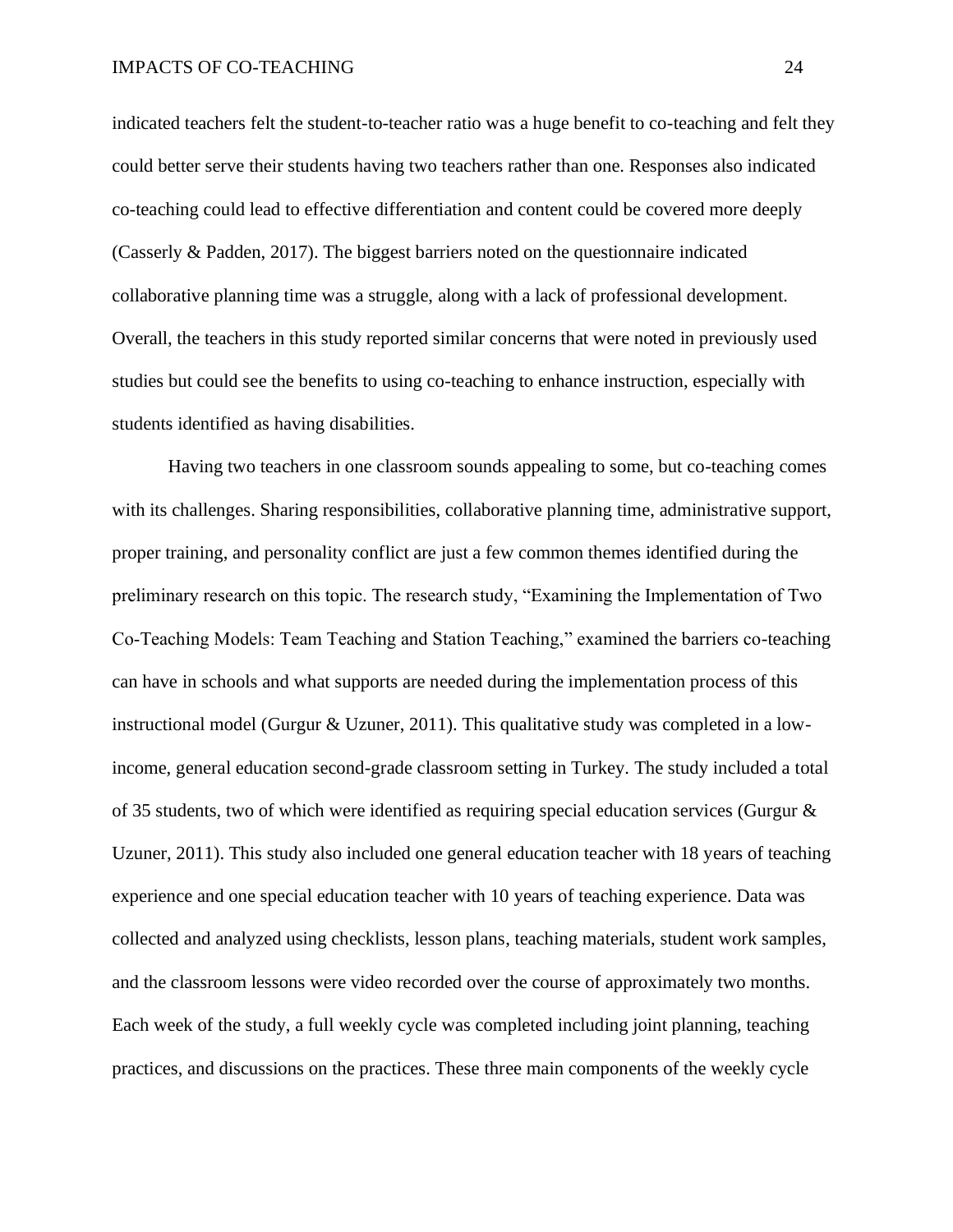indicated teachers felt the student-to-teacher ratio was a huge benefit to co-teaching and felt they could better serve their students having two teachers rather than one. Responses also indicated co-teaching could lead to effective differentiation and content could be covered more deeply (Casserly & Padden, 2017). The biggest barriers noted on the questionnaire indicated collaborative planning time was a struggle, along with a lack of professional development. Overall, the teachers in this study reported similar concerns that were noted in previously used studies but could see the benefits to using co-teaching to enhance instruction, especially with students identified as having disabilities.

Having two teachers in one classroom sounds appealing to some, but co-teaching comes with its challenges. Sharing responsibilities, collaborative planning time, administrative support, proper training, and personality conflict are just a few common themes identified during the preliminary research on this topic. The research study, "Examining the Implementation of Two Co-Teaching Models: Team Teaching and Station Teaching," examined the barriers co-teaching can have in schools and what supports are needed during the implementation process of this instructional model (Gurgur & Uzuner, 2011). This qualitative study was completed in a low-income, general education second-grade classroom setting in Turkey. The study included a total of 35 students, two of which were identified as requiring special education services (Gurgur & Uzuner, 2011). This study also included one general education teacher with 18 years of teaching experience and one special education teacher with 10 years of teaching experience. Data was collected and analyzed using checklists, lesson plans, teaching materials, student work samples, and the classroom lessons were video recorded over the course of approximately two months. Each week of the study, a full weekly cycle was completed including joint planning, teaching practices, and discussions on the practices. These three main components of the weekly cycle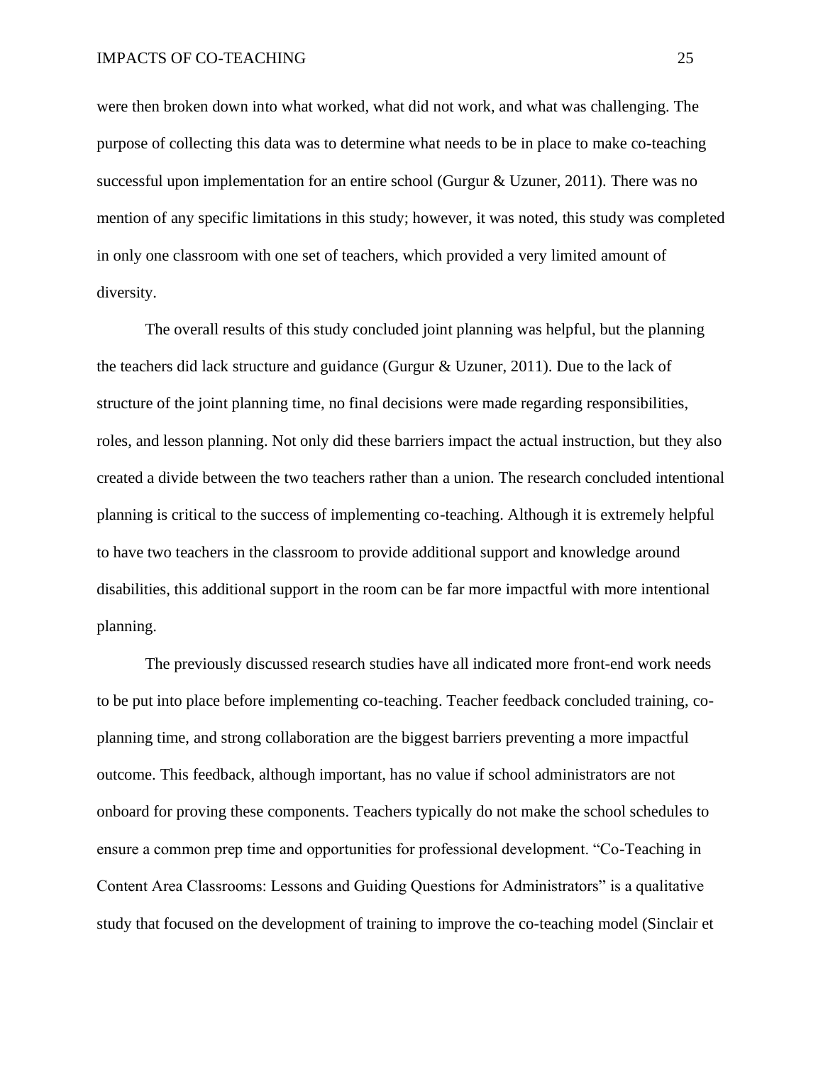were then broken down into what worked, what did not work, and what was challenging. The purpose of collecting this data was to determine what needs to be in place to make co-teaching successful upon implementation for an entire school (Gurgur & Uzuner, 2011). There was no mention of any specific limitations in this study; however, it was noted, this study was completed in only one classroom with one set of teachers, which provided a very limited amount of diversity.

The overall results of this study concluded joint planning was helpful, but the planning the teachers did lack structure and guidance (Gurgur & Uzuner, 2011). Due to the lack of structure of the joint planning time, no final decisions were made regarding responsibilities, roles, and lesson planning. Not only did these barriers impact the actual instruction, but they also created a divide between the two teachers rather than a union. The research concluded intentional planning is critical to the success of implementing co-teaching. Although it is extremely helpful to have two teachers in the classroom to provide additional support and knowledge around disabilities, this additional support in the room can be far more impactful with more intentional planning.

The previously discussed research studies have all indicated more front-end work needs to be put into place before implementing co-teaching. Teacher feedback concluded training, co-planning time, and strong collaboration are the biggest barriers preventing a more impactful outcome. This feedback, although important, has no value if school administrators are not onboard for proving these components. Teachers typically do not make the school schedules to ensure a common prep time and opportunities for professional development. "Co-Teaching in Content Area Classrooms: Lessons and Guiding Questions for Administrators" is a qualitative study that focused on the development of training to improve the co-teaching model (Sinclair et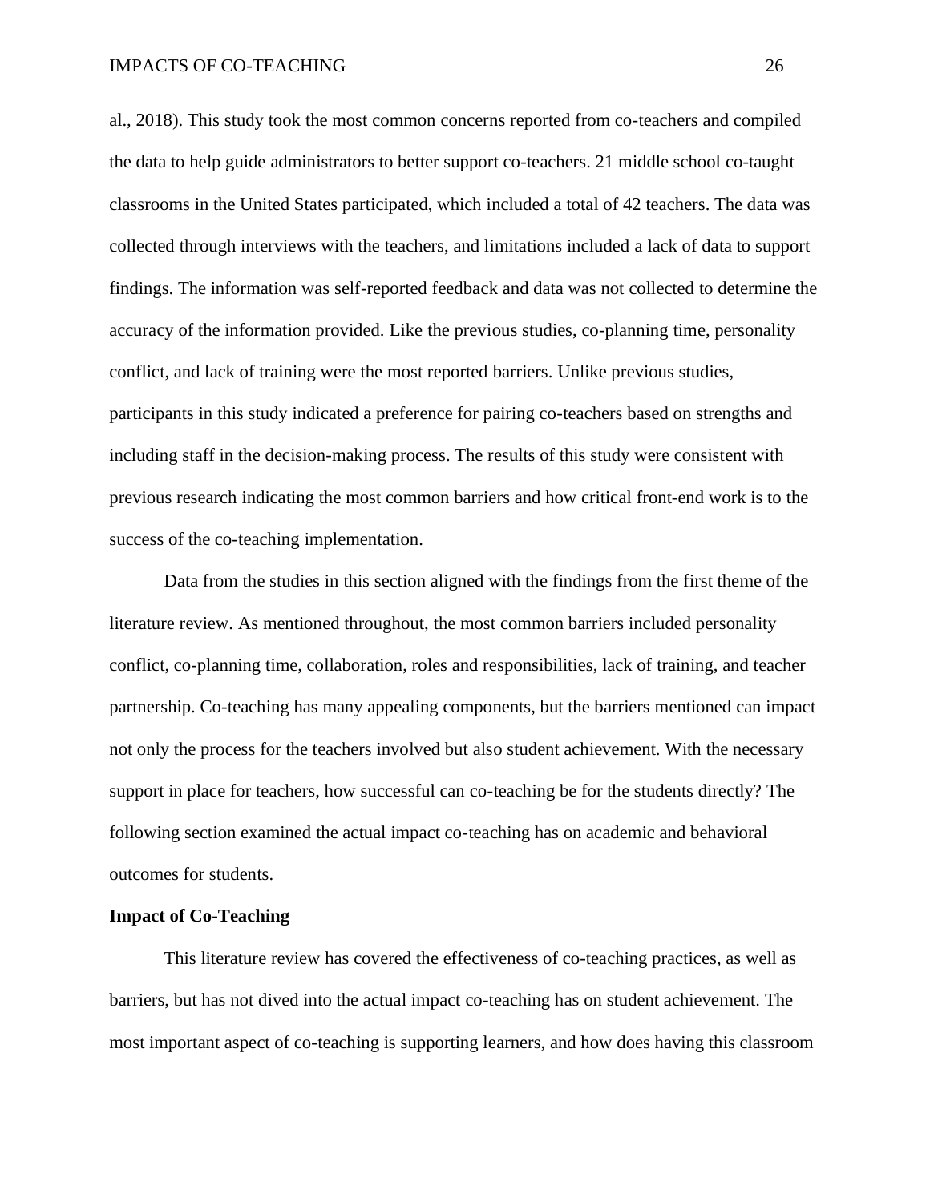al., 2018). This study took the most common concerns reported from co-teachers and compiled the data to help guide administrators to better support co-teachers. 21 middle school co-taught classrooms in the United States participated, which included a total of 42 teachers. The data was collected through interviews with the teachers, and limitations included a lack of data to support findings. The information was self-reported feedback and data was not collected to determine the accuracy of the information provided. Like the previous studies, co-planning time, personality conflict, and lack of training were the most reported barriers. Unlike previous studies, participants in this study indicated a preference for pairing co-teachers based on strengths and including staff in the decision-making process. The results of this study were consistent with previous research indicating the most common barriers and how critical front-end work is to the success of the co-teaching implementation.

Data from the studies in this section aligned with the findings from the first theme of the literature review. As mentioned throughout, the most common barriers included personality conflict, co-planning time, collaboration, roles and responsibilities, lack of training, and teacher partnership. Co-teaching has many appealing components, but the barriers mentioned can impact not only the process for the teachers involved but also student achievement. With the necessary support in place for teachers, how successful can co-teaching be for the students directly? The following section examined the actual impact co-teaching has on academic and behavioral outcomes for students.

**Impact of Co-Teaching**

This literature review has covered the effectiveness of co-teaching practices, as well as barriers, but has not dived into the actual impact co-teaching has on student achievement. The most important aspect of co-teaching is supporting learners, and how does having this classroom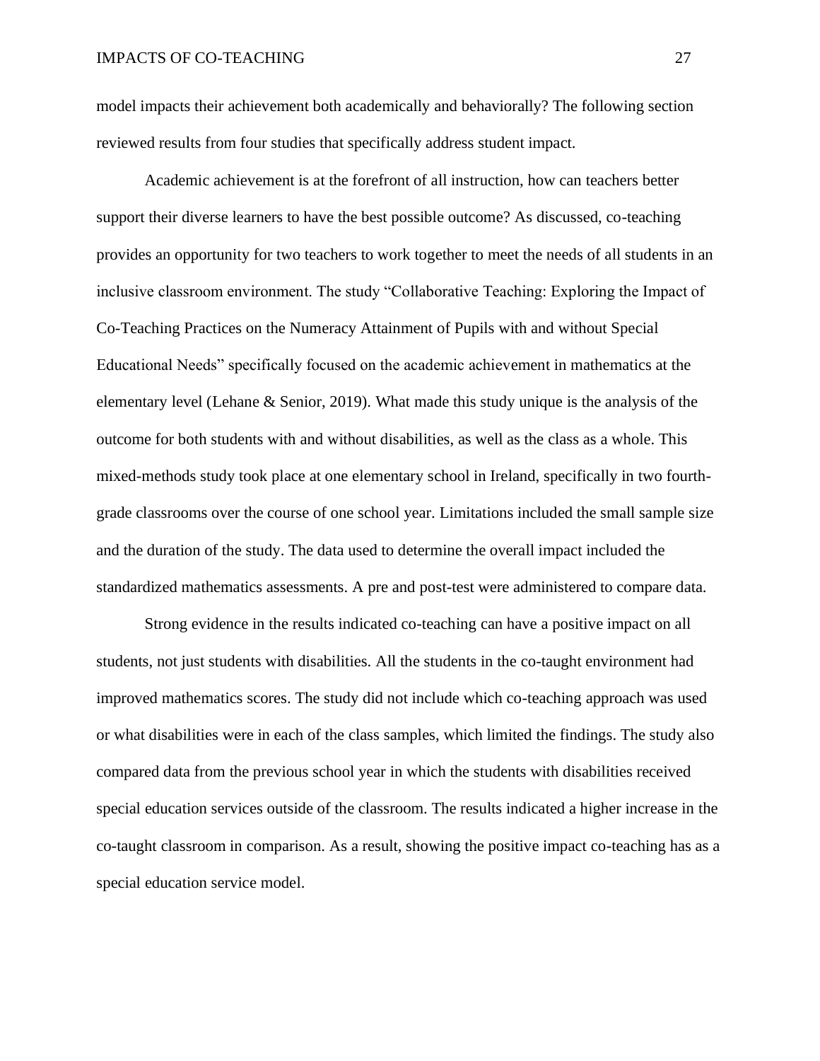model impacts their achievement both academically and behaviorally? The following section reviewed results from four studies that specifically address student impact.

Academic achievement is at the forefront of all instruction, how can teachers better support their diverse learners to have the best possible outcome? As discussed, co-teaching provides an opportunity for two teachers to work together to meet the needs of all students in an inclusive classroom environment. The study "Collaborative Teaching: Exploring the Impact of Co-Teaching Practices on the Numeracy Attainment of Pupils with and without Special Educational Needs" specifically focused on the academic achievement in mathematics at the elementary level (Lehane & Senior, 2019). What made this study unique is the analysis of the outcome for both students with and without disabilities, as well as the class as a whole. This mixed-methods study took place at one elementary school in Ireland, specifically in two fourth-grade classrooms over the course of one school year. Limitations included the small sample size and the duration of the study. The data used to determine the overall impact included the standardized mathematics assessments. A pre and post-test were administered to compare data.

Strong evidence in the results indicated co-teaching can have a positive impact on all students, not just students with disabilities. All the students in the co-taught environment had improved mathematics scores. The study did not include which co-teaching approach was used or what disabilities were in each of the class samples, which limited the findings. The study also compared data from the previous school year in which the students with disabilities received special education services outside of the classroom. The results indicated a higher increase in the co-taught classroom in comparison. As a result, showing the positive impact co-teaching has as a special education service model.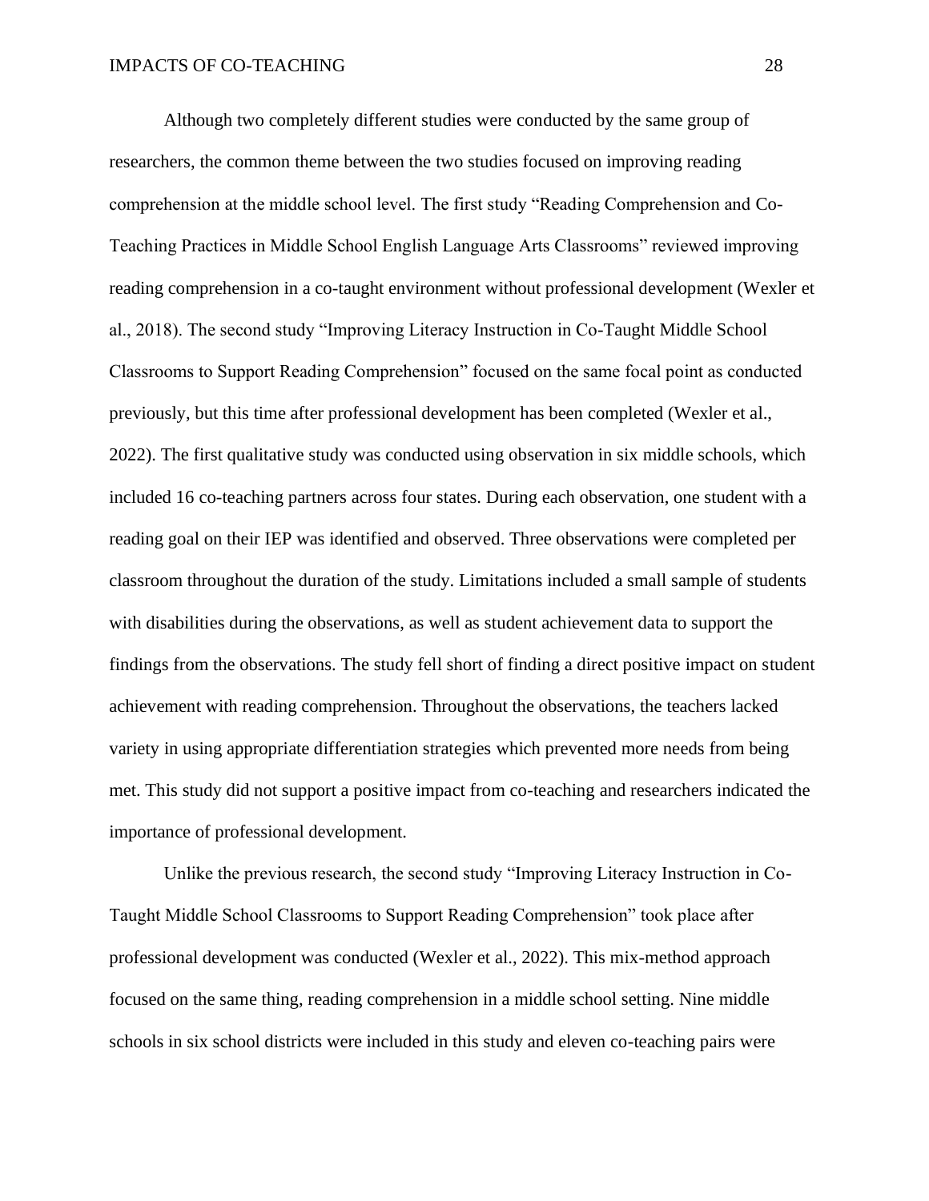Although two completely different studies were conducted by the same group of researchers, the common theme between the two studies focused on improving reading comprehension at the middle school level. The first study “Reading Comprehension and Co-Teaching Practices in Middle School English Language Arts Classrooms” reviewed improving reading comprehension in a co-taught environment without professional development (Wexler et al., 2018). The second study “Improving Literacy Instruction in Co-Taught Middle School Classrooms to Support Reading Comprehension” focused on the same focal point as conducted previously, but this time after professional development has been completed (Wexler et al., 2022). The first qualitative study was conducted using observation in six middle schools, which included 16 co-teaching partners across four states. During each observation, one student with a reading goal on their IEP was identified and observed. Three observations were completed per classroom throughout the duration of the study. Limitations included a small sample of students with disabilities during the observations, as well as student achievement data to support the findings from the observations. The study fell short of finding a direct positive impact on student achievement with reading comprehension. Throughout the observations, the teachers lacked variety in using appropriate differentiation strategies which prevented more needs from being met. This study did not support a positive impact from co-teaching and researchers indicated the importance of professional development.

Unlike the previous research, the second study “Improving Literacy Instruction in Co-Taught Middle School Classrooms to Support Reading Comprehension” took place after professional development was conducted (Wexler et al., 2022). This mix-method approach focused on the same thing, reading comprehension in a middle school setting. Nine middle schools in six school districts were included in this study and eleven co-teaching pairs were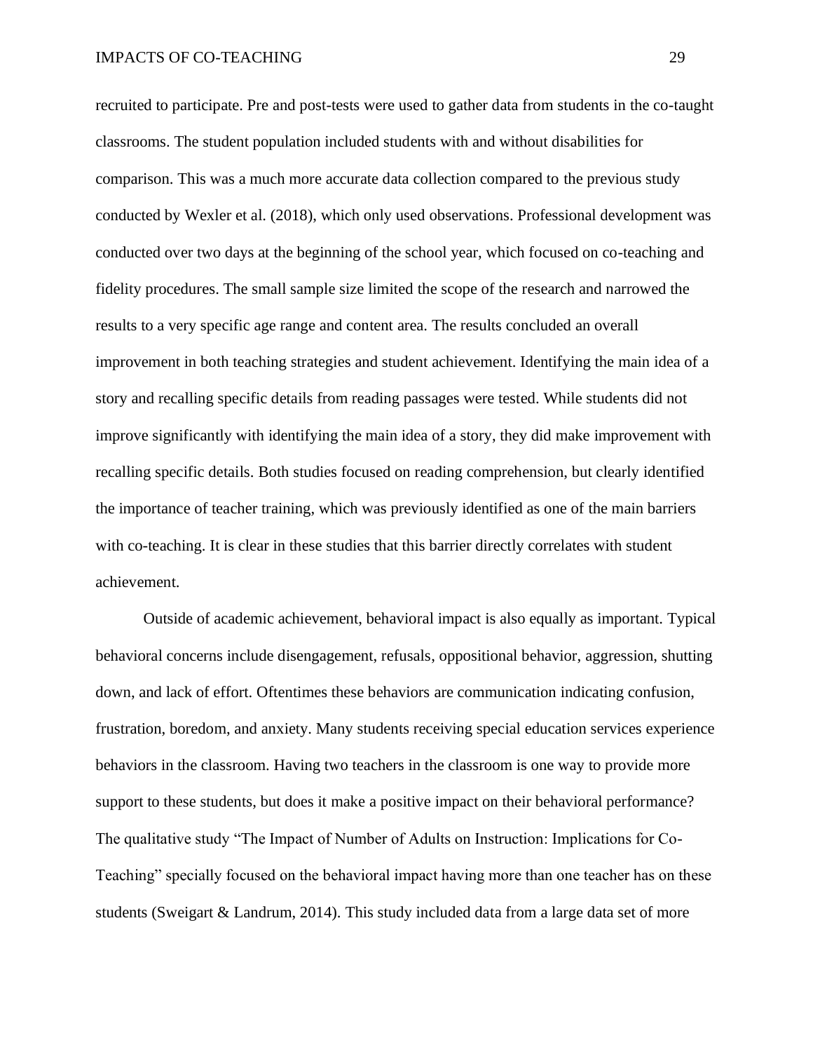recruited to participate. Pre and post-tests were used to gather data from students in the co-taught classrooms. The student population included students with and without disabilities for comparison. This was a much more accurate data collection compared to the previous study conducted by Wexler et al. (2018), which only used observations. Professional development was conducted over two days at the beginning of the school year, which focused on co-teaching and fidelity procedures. The small sample size limited the scope of the research and narrowed the results to a very specific age range and content area. The results concluded an overall improvement in both teaching strategies and student achievement. Identifying the main idea of a story and recalling specific details from reading passages were tested. While students did not improve significantly with identifying the main idea of a story, they did make improvement with recalling specific details. Both studies focused on reading comprehension, but clearly identified the importance of teacher training, which was previously identified as one of the main barriers with co-teaching. It is clear in these studies that this barrier directly correlates with student achievement.

Outside of academic achievement, behavioral impact is also equally as important. Typical behavioral concerns include disengagement, refusals, oppositional behavior, aggression, shutting down, and lack of effort. Oftentimes these behaviors are communication indicating confusion, frustration, boredom, and anxiety. Many students receiving special education services experience behaviors in the classroom. Having two teachers in the classroom is one way to provide more support to these students, but does it make a positive impact on their behavioral performance? The qualitative study "The Impact of Number of Adults on Instruction: Implications for Co-Teaching" specially focused on the behavioral impact having more than one teacher has on these students (Sweigart & Landrum, 2014). This study included data from a large data set of more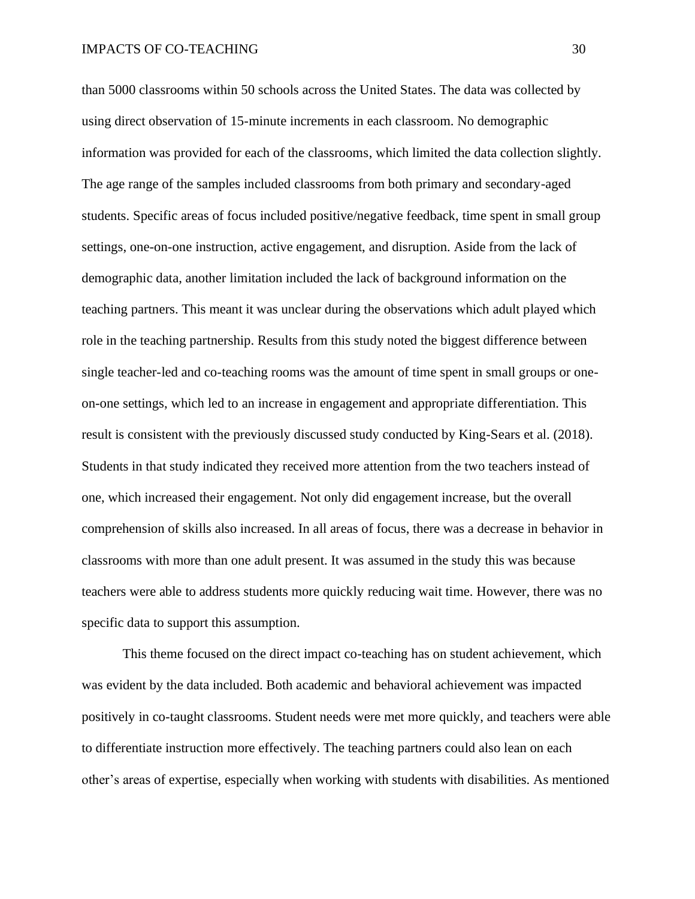than 5000 classrooms within 50 schools across the United States. The data was collected by using direct observation of 15-minute increments in each classroom. No demographic information was provided for each of the classrooms, which limited the data collection slightly. The age range of the samples included classrooms from both primary and secondary-aged students. Specific areas of focus included positive/negative feedback, time spent in small group settings, one-on-one instruction, active engagement, and disruption. Aside from the lack of demographic data, another limitation included the lack of background information on the teaching partners. This meant it was unclear during the observations which adult played which role in the teaching partnership. Results from this study noted the biggest difference between single teacher-led and co-teaching rooms was the amount of time spent in small groups or one-on-one settings, which led to an increase in engagement and appropriate differentiation. This result is consistent with the previously discussed study conducted by King-Sears et al. (2018). Students in that study indicated they received more attention from the two teachers instead of one, which increased their engagement. Not only did engagement increase, but the overall comprehension of skills also increased. In all areas of focus, there was a decrease in behavior in classrooms with more than one adult present. It was assumed in the study this was because teachers were able to address students more quickly reducing wait time. However, there was no specific data to support this assumption.

This theme focused on the direct impact co-teaching has on student achievement, which was evident by the data included. Both academic and behavioral achievement was impacted positively in co-taught classrooms. Student needs were met more quickly, and teachers were able to differentiate instruction more effectively. The teaching partners could also lean on each other's areas of expertise, especially when working with students with disabilities. As mentioned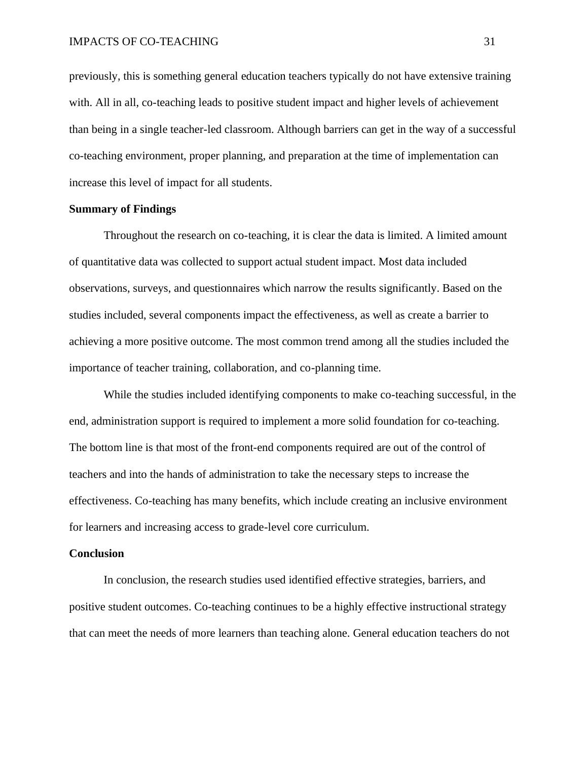previously, this is something general education teachers typically do not have extensive training with. All in all, co-teaching leads to positive student impact and higher levels of achievement than being in a single teacher-led classroom. Although barriers can get in the way of a successful co-teaching environment, proper planning, and preparation at the time of implementation can increase this level of impact for all students.

## Summary of Findings

Throughout the research on co-teaching, it is clear the data is limited. A limited amount of quantitative data was collected to support actual student impact. Most data included observations, surveys, and questionnaires which narrow the results significantly. Based on the studies included, several components impact the effectiveness, as well as create a barrier to achieving a more positive outcome. The most common trend among all the studies included the importance of teacher training, collaboration, and co-planning time.

While the studies included identifying components to make co-teaching successful, in the end, administration support is required to implement a more solid foundation for co-teaching. The bottom line is that most of the front-end components required are out of the control of teachers and into the hands of administration to take the necessary steps to increase the effectiveness. Co-teaching has many benefits, which include creating an inclusive environment for learners and increasing access to grade-level core curriculum.

## Conclusion

In conclusion, the research studies used identified effective strategies, barriers, and positive student outcomes. Co-teaching continues to be a highly effective instructional strategy that can meet the needs of more learners than teaching alone. General education teachers do not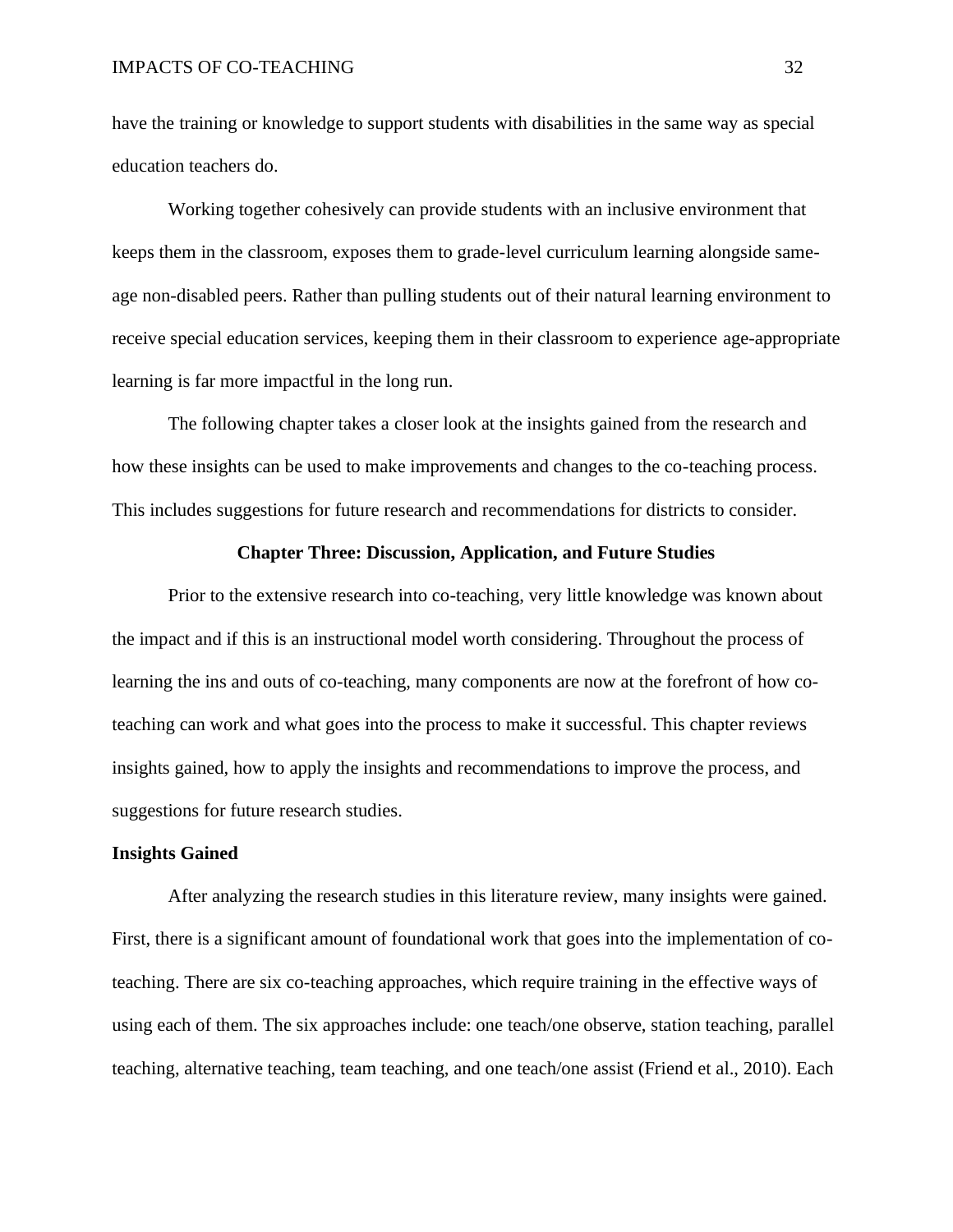have the training or knowledge to support students with disabilities in the same way as special education teachers do.

Working together cohesively can provide students with an inclusive environment that keeps them in the classroom, exposes them to grade-level curriculum learning alongside same-age non-disabled peers. Rather than pulling students out of their natural learning environment to receive special education services, keeping them in their classroom to experience age-appropriate learning is far more impactful in the long run.

The following chapter takes a closer look at the insights gained from the research and how these insights can be used to make improvements and changes to the co-teaching process. This includes suggestions for future research and recommendations for districts to consider.

# Chapter Three: Discussion, Application, and Future Studies

Prior to the extensive research into co-teaching, very little knowledge was known about the impact and if this is an instructional model worth considering. Throughout the process of learning the ins and outs of co-teaching, many components are now at the forefront of how co-teaching can work and what goes into the process to make it successful. This chapter reviews insights gained, how to apply the insights and recommendations to improve the process, and suggestions for future research studies.

## Insights Gained

After analyzing the research studies in this literature review, many insights were gained. First, there is a significant amount of foundational work that goes into the implementation of co-teaching. There are six co-teaching approaches, which require training in the effective ways of using each of them. The six approaches include: one teach/one observe, station teaching, parallel teaching, alternative teaching, team teaching, and one teach/one assist (Friend et al., 2010). Each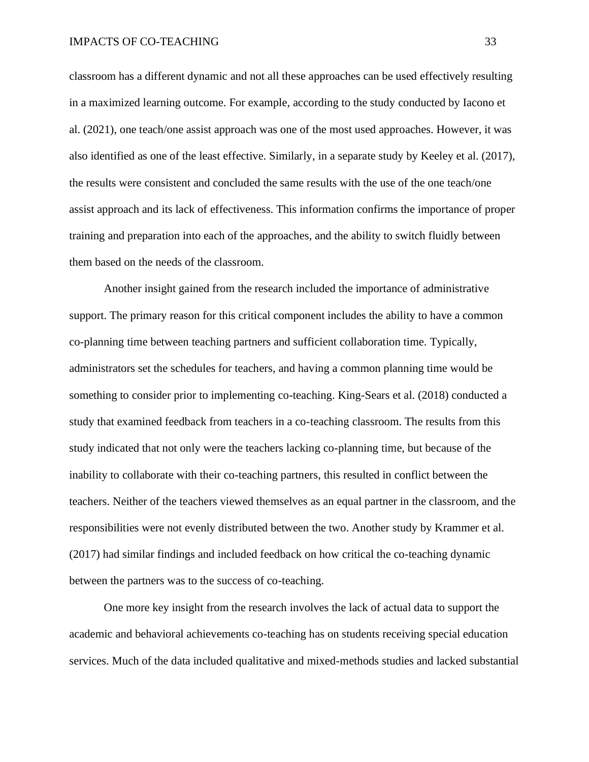classroom has a different dynamic and not all these approaches can be used effectively resulting in a maximized learning outcome. For example, according to the study conducted by Iacono et al. (2021), one teach/one assist approach was one of the most used approaches. However, it was also identified as one of the least effective. Similarly, in a separate study by Keeley et al. (2017), the results were consistent and concluded the same results with the use of the one teach/one assist approach and its lack of effectiveness. This information confirms the importance of proper training and preparation into each of the approaches, and the ability to switch fluidly between them based on the needs of the classroom.

Another insight gained from the research included the importance of administrative support. The primary reason for this critical component includes the ability to have a common co-planning time between teaching partners and sufficient collaboration time. Typically, administrators set the schedules for teachers, and having a common planning time would be something to consider prior to implementing co-teaching. King-Sears et al. (2018) conducted a study that examined feedback from teachers in a co-teaching classroom. The results from this study indicated that not only were the teachers lacking co-planning time, but because of the inability to collaborate with their co-teaching partners, this resulted in conflict between the teachers. Neither of the teachers viewed themselves as an equal partner in the classroom, and the responsibilities were not evenly distributed between the two. Another study by Krammer et al. (2017) had similar findings and included feedback on how critical the co-teaching dynamic between the partners was to the success of co-teaching.

One more key insight from the research involves the lack of actual data to support the academic and behavioral achievements co-teaching has on students receiving special education services. Much of the data included qualitative and mixed-methods studies and lacked substantial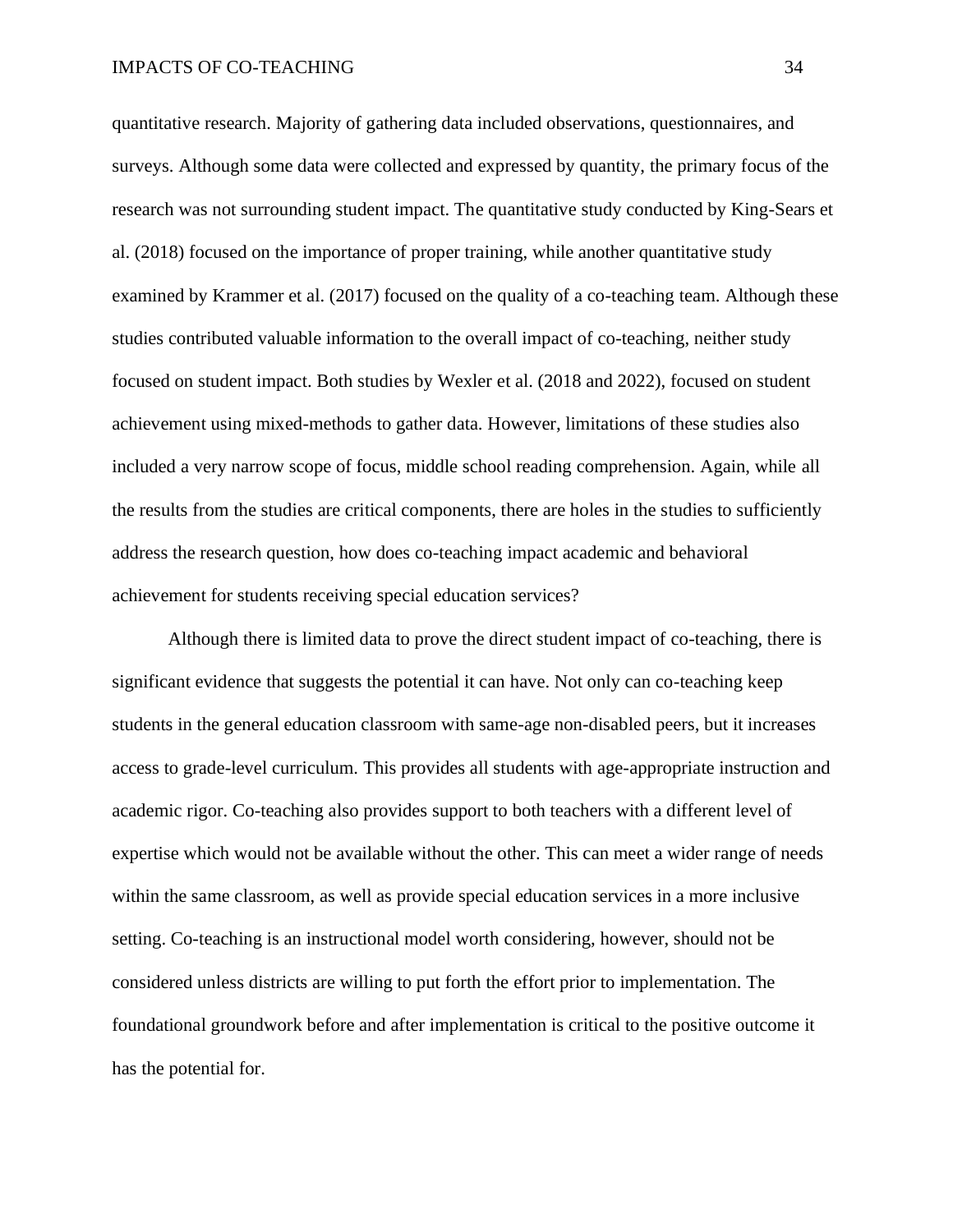quantitative research. Majority of gathering data included observations, questionnaires, and surveys. Although some data were collected and expressed by quantity, the primary focus of the research was not surrounding student impact. The quantitative study conducted by King-Sears et al. (2018) focused on the importance of proper training, while another quantitative study examined by Krammer et al. (2017) focused on the quality of a co-teaching team. Although these studies contributed valuable information to the overall impact of co-teaching, neither study focused on student impact. Both studies by Wexler et al. (2018 and 2022), focused on student achievement using mixed-methods to gather data. However, limitations of these studies also included a very narrow scope of focus, middle school reading comprehension. Again, while all the results from the studies are critical components, there are holes in the studies to sufficiently address the research question, how does co-teaching impact academic and behavioral achievement for students receiving special education services?

Although there is limited data to prove the direct student impact of co-teaching, there is significant evidence that suggests the potential it can have. Not only can co-teaching keep students in the general education classroom with same-age non-disabled peers, but it increases access to grade-level curriculum. This provides all students with age-appropriate instruction and academic rigor. Co-teaching also provides support to both teachers with a different level of expertise which would not be available without the other. This can meet a wider range of needs within the same classroom, as well as provide special education services in a more inclusive setting. Co-teaching is an instructional model worth considering, however, should not be considered unless districts are willing to put forth the effort prior to implementation. The foundational groundwork before and after implementation is critical to the positive outcome it has the potential for.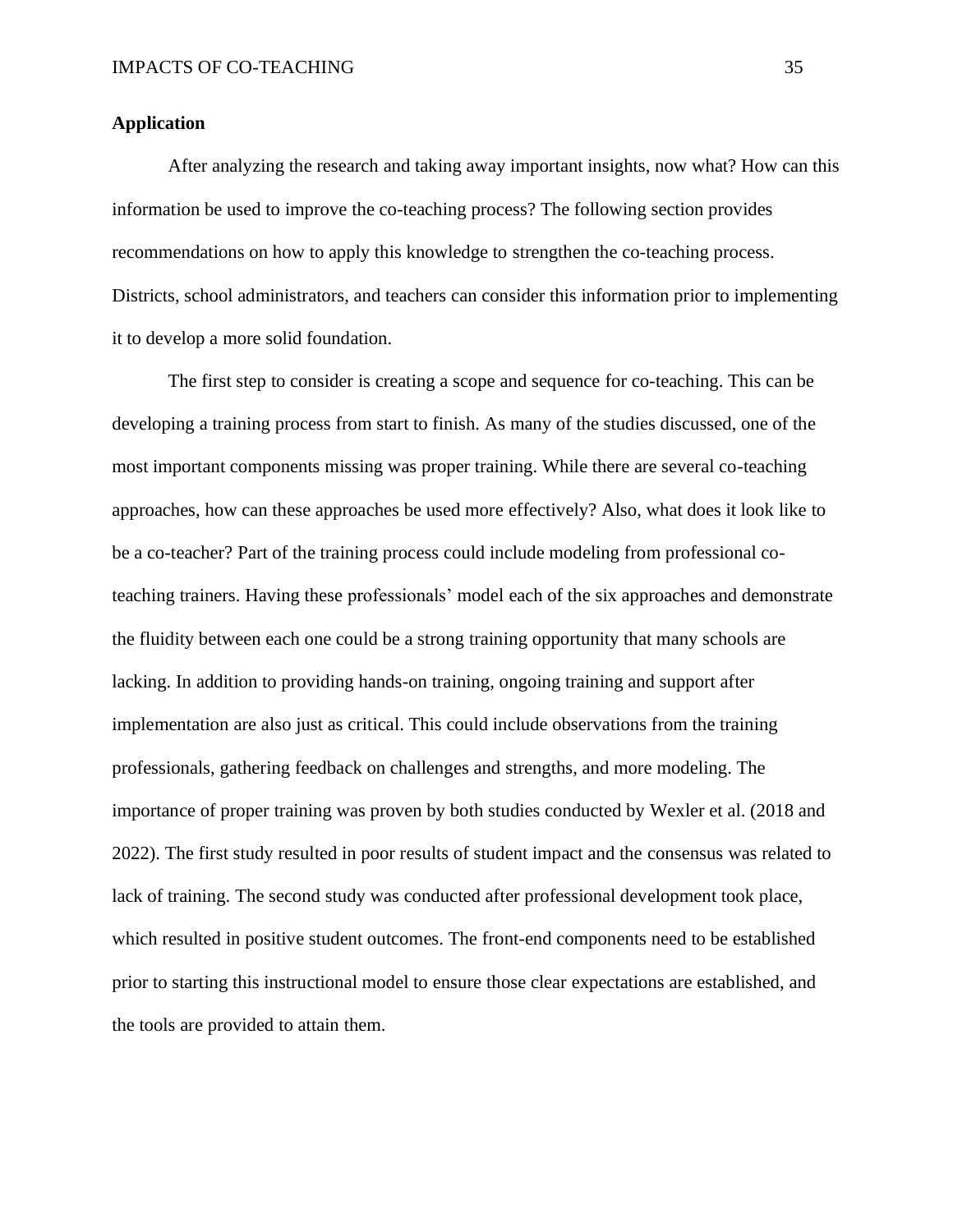## Application

After analyzing the research and taking away important insights, now what? How can this information be used to improve the co-teaching process? The following section provides recommendations on how to apply this knowledge to strengthen the co-teaching process. Districts, school administrators, and teachers can consider this information prior to implementing it to develop a more solid foundation.

The first step to consider is creating a scope and sequence for co-teaching. This can be developing a training process from start to finish. As many of the studies discussed, one of the most important components missing was proper training. While there are several co-teaching approaches, how can these approaches be used more effectively? Also, what does it look like to be a co-teacher? Part of the training process could include modeling from professional co-teaching trainers. Having these professionals' model each of the six approaches and demonstrate the fluidity between each one could be a strong training opportunity that many schools are lacking. In addition to providing hands-on training, ongoing training and support after implementation are also just as critical. This could include observations from the training professionals, gathering feedback on challenges and strengths, and more modeling. The importance of proper training was proven by both studies conducted by Wexler et al. (2018 and 2022). The first study resulted in poor results of student impact and the consensus was related to lack of training. The second study was conducted after professional development took place, which resulted in positive student outcomes. The front-end components need to be established prior to starting this instructional model to ensure those clear expectations are established, and the tools are provided to attain them.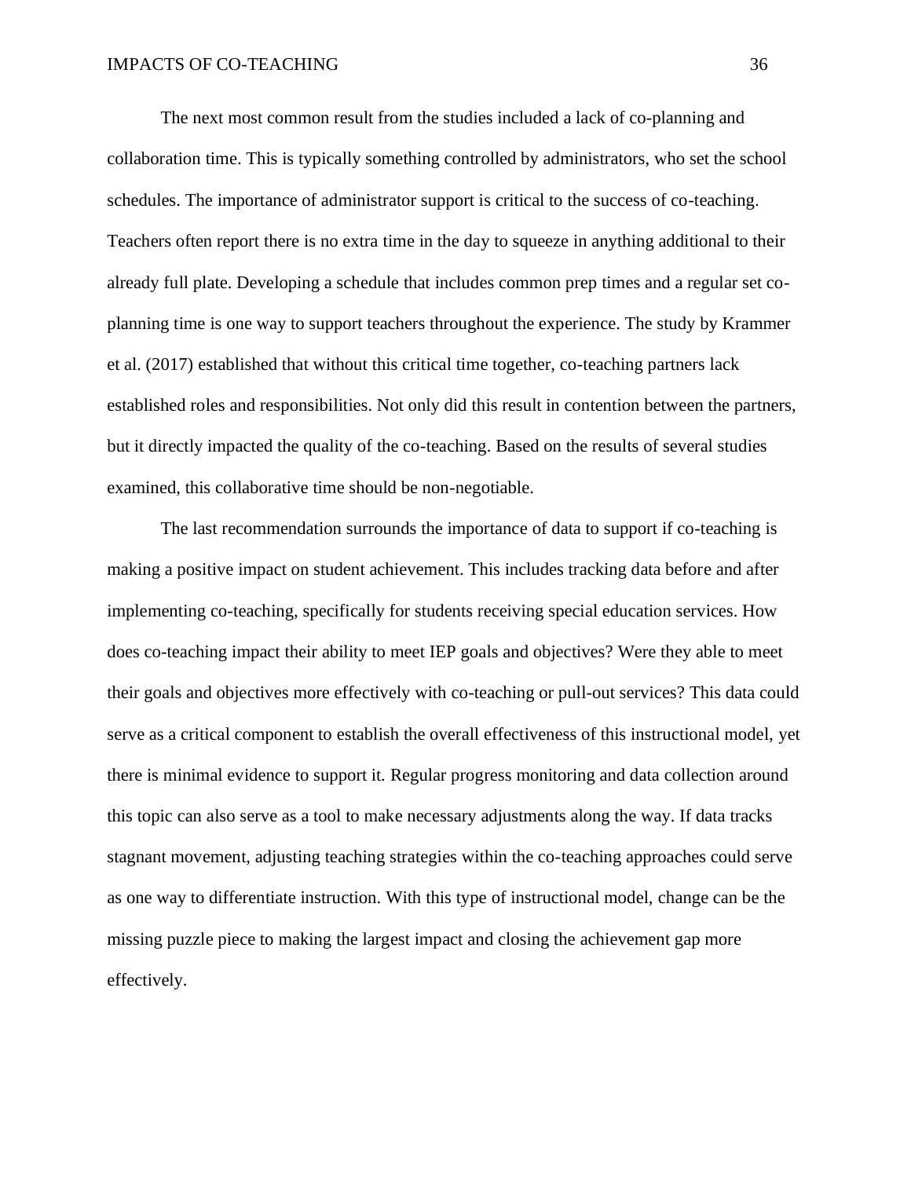The next most common result from the studies included a lack of co-planning and collaboration time. This is typically something controlled by administrators, who set the school schedules. The importance of administrator support is critical to the success of co-teaching. Teachers often report there is no extra time in the day to squeeze in anything additional to their already full plate. Developing a schedule that includes common prep times and a regular set co-planning time is one way to support teachers throughout the experience. The study by Krammer et al. (2017) established that without this critical time together, co-teaching partners lack established roles and responsibilities. Not only did this result in contention between the partners, but it directly impacted the quality of the co-teaching. Based on the results of several studies examined, this collaborative time should be non-negotiable.

The last recommendation surrounds the importance of data to support if co-teaching is making a positive impact on student achievement. This includes tracking data before and after implementing co-teaching, specifically for students receiving special education services. How does co-teaching impact their ability to meet IEP goals and objectives? Were they able to meet their goals and objectives more effectively with co-teaching or pull-out services? This data could serve as a critical component to establish the overall effectiveness of this instructional model, yet there is minimal evidence to support it. Regular progress monitoring and data collection around this topic can also serve as a tool to make necessary adjustments along the way. If data tracks stagnant movement, adjusting teaching strategies within the co-teaching approaches could serve as one way to differentiate instruction. With this type of instructional model, change can be the missing puzzle piece to making the largest impact and closing the achievement gap more effectively.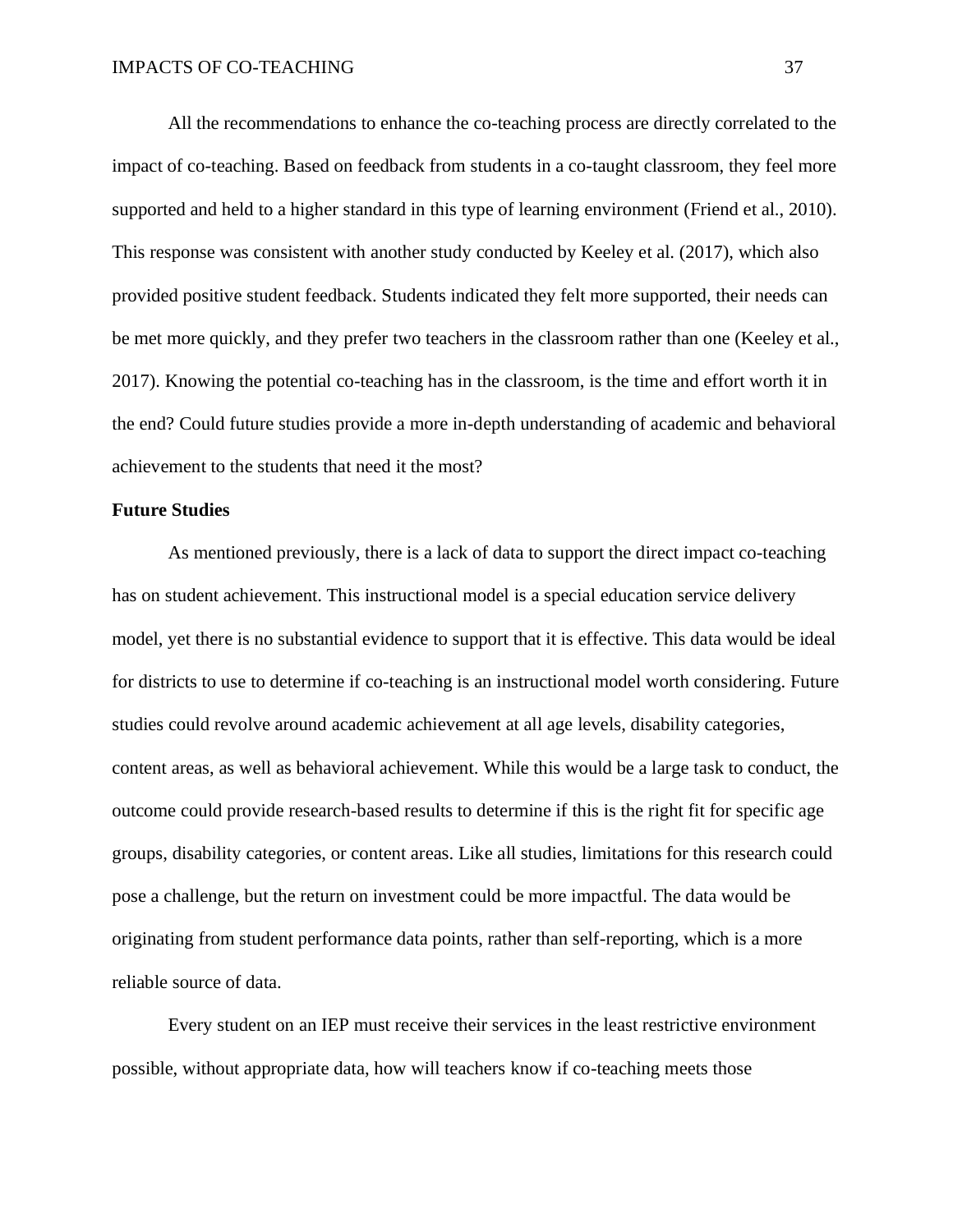All the recommendations to enhance the co-teaching process are directly correlated to the impact of co-teaching. Based on feedback from students in a co-taught classroom, they feel more supported and held to a higher standard in this type of learning environment (Friend et al., 2010). This response was consistent with another study conducted by Keeley et al. (2017), which also provided positive student feedback. Students indicated they felt more supported, their needs can be met more quickly, and they prefer two teachers in the classroom rather than one (Keeley et al., 2017). Knowing the potential co-teaching has in the classroom, is the time and effort worth it in the end? Could future studies provide a more in-depth understanding of academic and behavioral achievement to the students that need it the most?

**Future Studies**

As mentioned previously, there is a lack of data to support the direct impact co-teaching has on student achievement. This instructional model is a special education service delivery model, yet there is no substantial evidence to support that it is effective. This data would be ideal for districts to use to determine if co-teaching is an instructional model worth considering. Future studies could revolve around academic achievement at all age levels, disability categories, content areas, as well as behavioral achievement. While this would be a large task to conduct, the outcome could provide research-based results to determine if this is the right fit for specific age groups, disability categories, or content areas. Like all studies, limitations for this research could pose a challenge, but the return on investment could be more impactful. The data would be originating from student performance data points, rather than self-reporting, which is a more reliable source of data.

Every student on an IEP must receive their services in the least restrictive environment possible, without appropriate data, how will teachers know if co-teaching meets those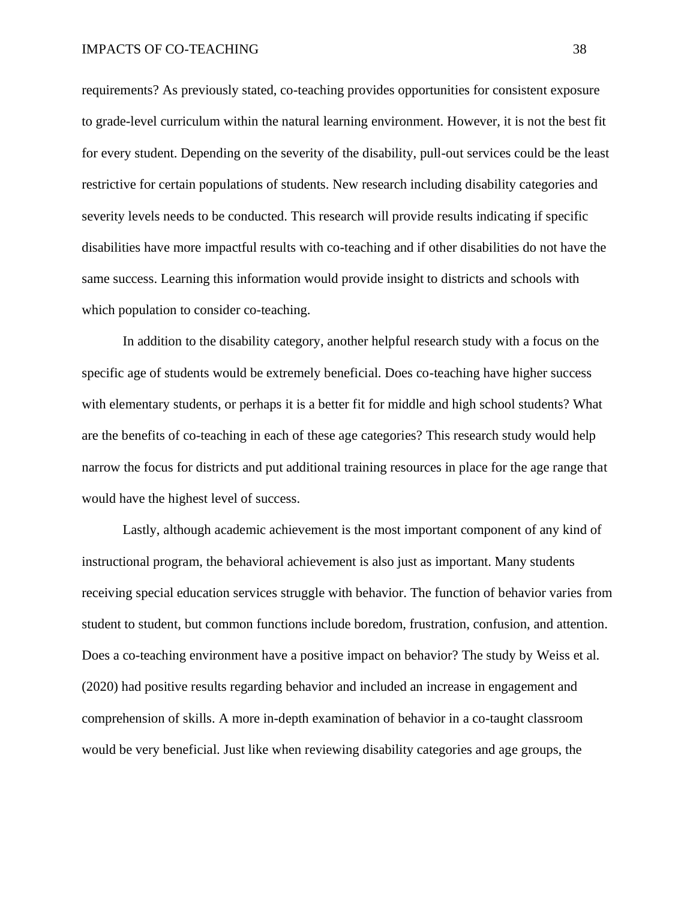requirements? As previously stated, co-teaching provides opportunities for consistent exposure to grade-level curriculum within the natural learning environment. However, it is not the best fit for every student. Depending on the severity of the disability, pull-out services could be the least restrictive for certain populations of students. New research including disability categories and severity levels needs to be conducted. This research will provide results indicating if specific disabilities have more impactful results with co-teaching and if other disabilities do not have the same success. Learning this information would provide insight to districts and schools with which population to consider co-teaching.

In addition to the disability category, another helpful research study with a focus on the specific age of students would be extremely beneficial. Does co-teaching have higher success with elementary students, or perhaps it is a better fit for middle and high school students? What are the benefits of co-teaching in each of these age categories? This research study would help narrow the focus for districts and put additional training resources in place for the age range that would have the highest level of success.

Lastly, although academic achievement is the most important component of any kind of instructional program, the behavioral achievement is also just as important. Many students receiving special education services struggle with behavior. The function of behavior varies from student to student, but common functions include boredom, frustration, confusion, and attention. Does a co-teaching environment have a positive impact on behavior? The study by Weiss et al. (2020) had positive results regarding behavior and included an increase in engagement and comprehension of skills. A more in-depth examination of behavior in a co-taught classroom would be very beneficial. Just like when reviewing disability categories and age groups, the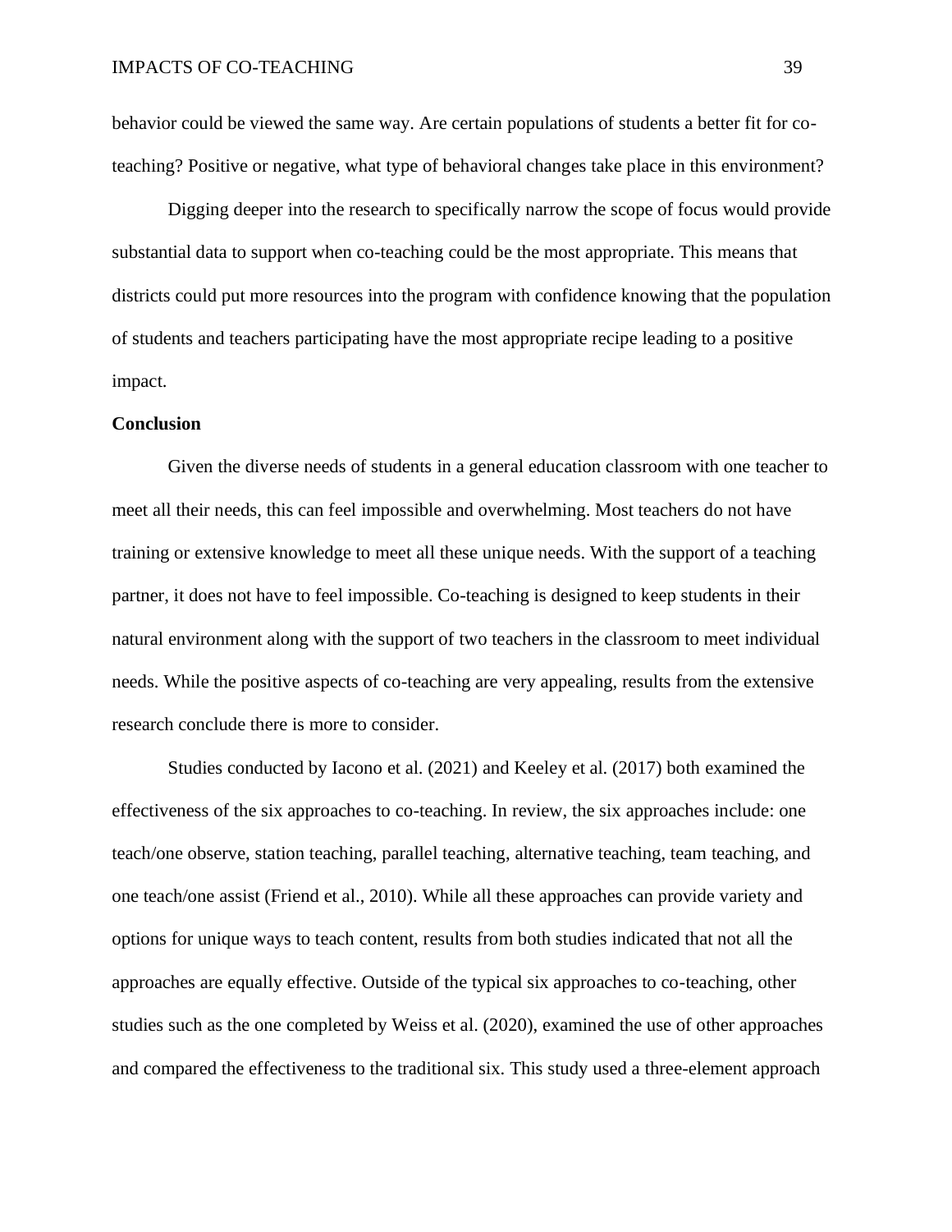behavior could be viewed the same way. Are certain populations of students a better fit for co-teaching? Positive or negative, what type of behavioral changes take place in this environment?

Digging deeper into the research to specifically narrow the scope of focus would provide substantial data to support when co-teaching could be the most appropriate. This means that districts could put more resources into the program with confidence knowing that the population of students and teachers participating have the most appropriate recipe leading to a positive impact.

**Conclusion**

Given the diverse needs of students in a general education classroom with one teacher to meet all their needs, this can feel impossible and overwhelming. Most teachers do not have training or extensive knowledge to meet all these unique needs. With the support of a teaching partner, it does not have to feel impossible. Co-teaching is designed to keep students in their natural environment along with the support of two teachers in the classroom to meet individual needs. While the positive aspects of co-teaching are very appealing, results from the extensive research conclude there is more to consider.

Studies conducted by Iacono et al. (2021) and Keeley et al. (2017) both examined the effectiveness of the six approaches to co-teaching. In review, the six approaches include: one teach/one observe, station teaching, parallel teaching, alternative teaching, team teaching, and one teach/one assist (Friend et al., 2010). While all these approaches can provide variety and options for unique ways to teach content, results from both studies indicated that not all the approaches are equally effective. Outside of the typical six approaches to co-teaching, other studies such as the one completed by Weiss et al. (2020), examined the use of other approaches and compared the effectiveness to the traditional six. This study used a three-element approach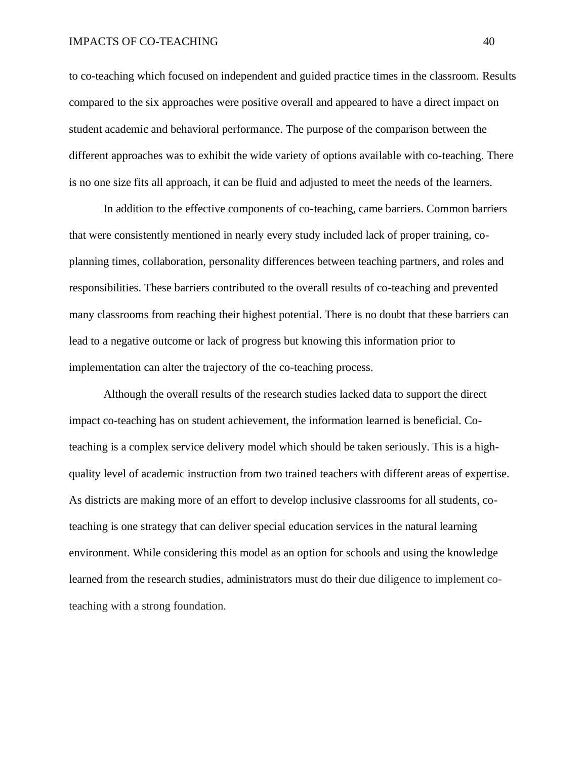to co-teaching which focused on independent and guided practice times in the classroom. Results compared to the six approaches were positive overall and appeared to have a direct impact on student academic and behavioral performance. The purpose of the comparison between the different approaches was to exhibit the wide variety of options available with co-teaching. There is no one size fits all approach, it can be fluid and adjusted to meet the needs of the learners.

In addition to the effective components of co-teaching, came barriers. Common barriers that were consistently mentioned in nearly every study included lack of proper training, co-planning times, collaboration, personality differences between teaching partners, and roles and responsibilities. These barriers contributed to the overall results of co-teaching and prevented many classrooms from reaching their highest potential. There is no doubt that these barriers can lead to a negative outcome or lack of progress but knowing this information prior to implementation can alter the trajectory of the co-teaching process.

Although the overall results of the research studies lacked data to support the direct impact co-teaching has on student achievement, the information learned is beneficial. Co-teaching is a complex service delivery model which should be taken seriously. This is a high-quality level of academic instruction from two trained teachers with different areas of expertise. As districts are making more of an effort to develop inclusive classrooms for all students, co-teaching is one strategy that can deliver special education services in the natural learning environment. While considering this model as an option for schools and using the knowledge learned from the research studies, administrators must do their due diligence to implement co-teaching with a strong foundation.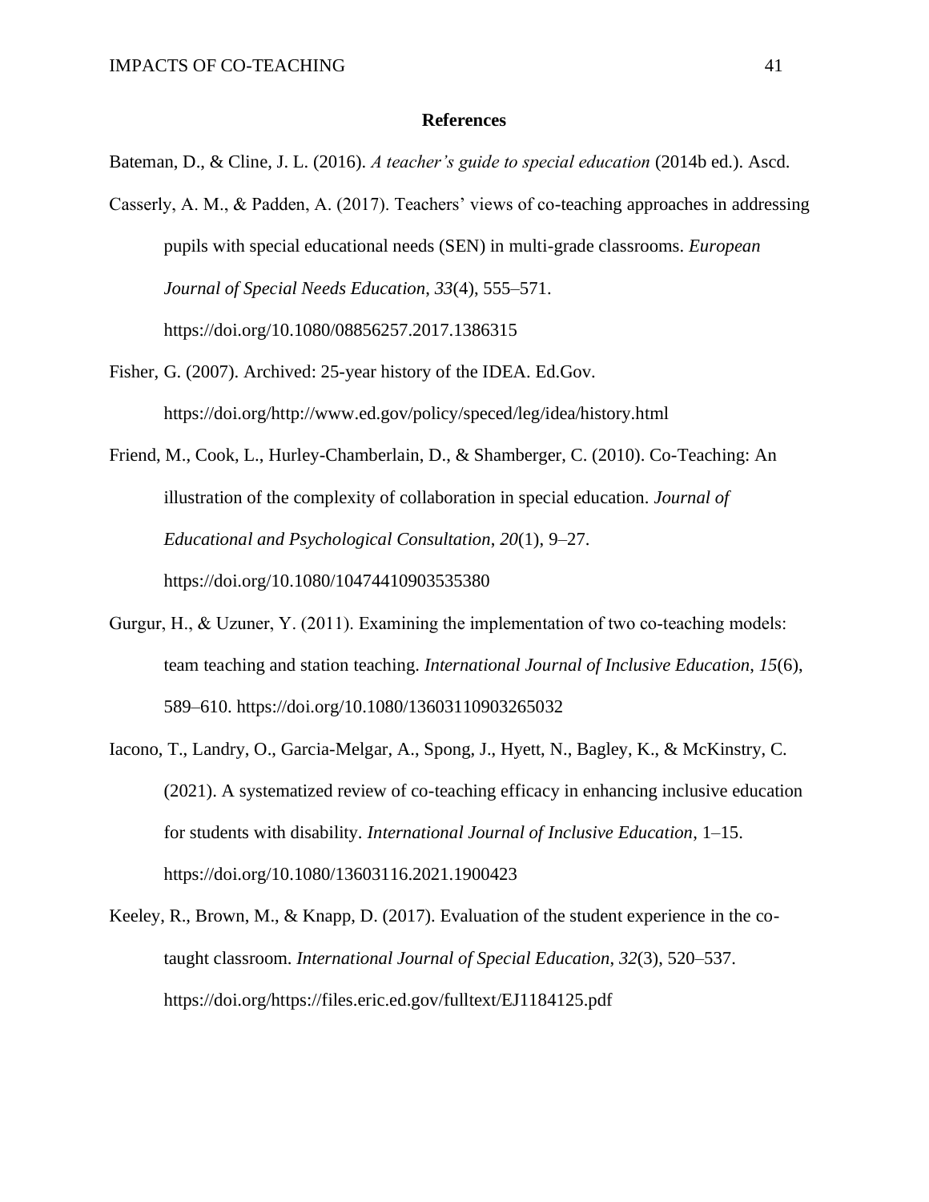## References

Bateman, D., & Cline, J. L. (2016). *A teacher's guide to special education* (2014b ed.). Ascd.

Casserly, A. M., & Padden, A. (2017). Teachers' views of co-teaching approaches in addressing pupils with special educational needs (SEN) in multi-grade classrooms. *European Journal of Special Needs Education*, *33*(4), 555–571. https://doi.org/10.1080/08856257.2017.1386315

Fisher, G. (2007). Archived: 25-year history of the IDEA. Ed.Gov. https://doi.org/http://www.ed.gov/policy/speced/leg/idea/history.html

Friend, M., Cook, L., Hurley-Chamberlain, D., & Shamberger, C. (2010). Co-Teaching: An illustration of the complexity of collaboration in special education. *Journal of Educational and Psychological Consultation*, *20*(1), 9–27. https://doi.org/10.1080/10474410903535380

Gurgur, H., & Uzuner, Y. (2011). Examining the implementation of two co-teaching models: team teaching and station teaching. *International Journal of Inclusive Education*, *15*(6), 589–610. https://doi.org/10.1080/13603110903265032

Iacono, T., Landry, O., Garcia-Melgar, A., Spong, J., Hyett, N., Bagley, K., & McKinstry, C. (2021). A systematized review of co-teaching efficacy in enhancing inclusive education for students with disability. *International Journal of Inclusive Education*, 1–15. https://doi.org/10.1080/13603116.2021.1900423

Keeley, R., Brown, M., & Knapp, D. (2017). Evaluation of the student experience in the co-taught classroom. *International Journal of Special Education*, *32*(3), 520–537. https://doi.org/https://files.eric.ed.gov/fulltext/EJ1184125.pdf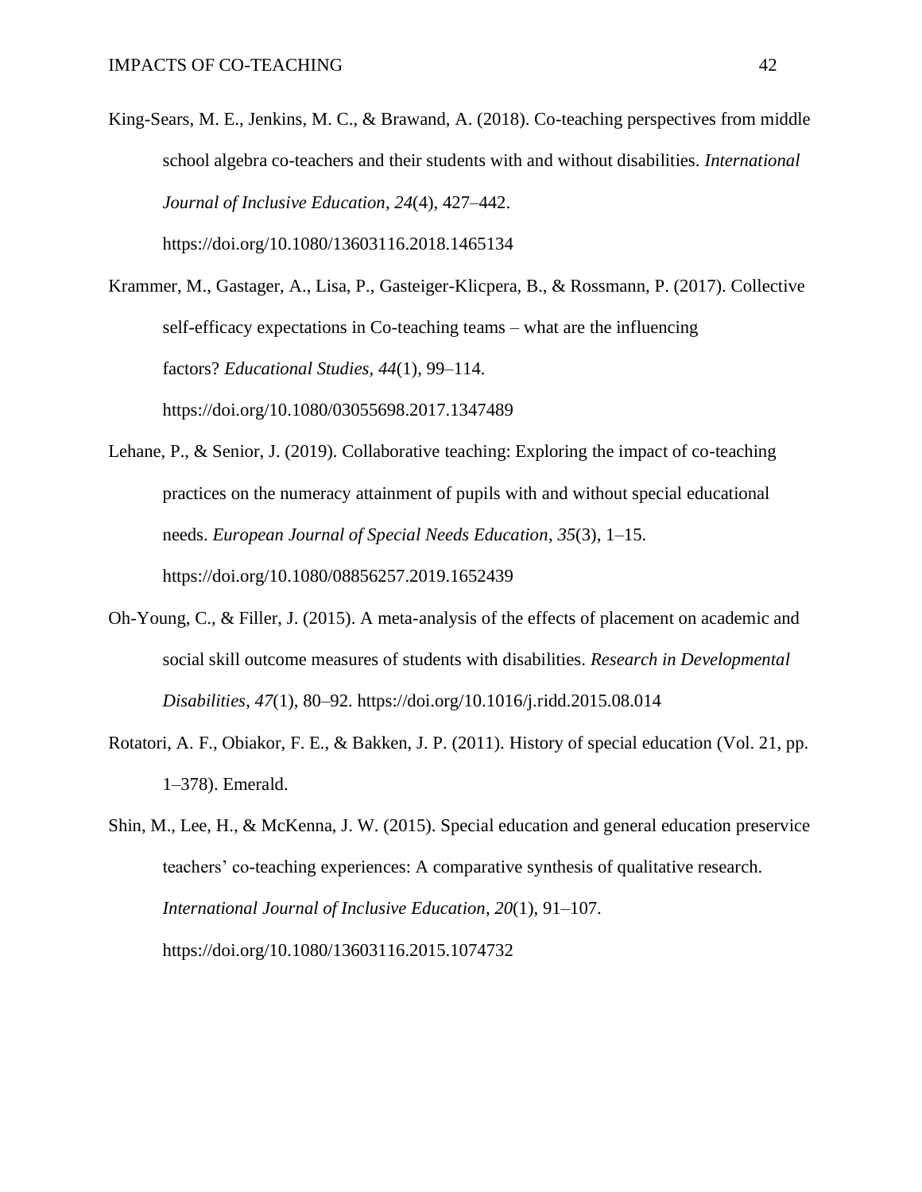King-Sears, M. E., Jenkins, M. C., & Brawand, A. (2018). Co-teaching perspectives from middle school algebra co-teachers and their students with and without disabilities. *International Journal of Inclusive Education*, *24*(4), 427–442. https://doi.org/10.1080/13603116.2018.1465134

Krammer, M., Gastager, A., Lisa, P., Gasteiger-Klicpera, B., & Rossmann, P. (2017). Collective self-efficacy expectations in Co-teaching teams – what are the influencing factors? *Educational Studies*, *44*(1), 99–114. https://doi.org/10.1080/03055698.2017.1347489

Lehane, P., & Senior, J. (2019). Collaborative teaching: Exploring the impact of co-teaching practices on the numeracy attainment of pupils with and without special educational needs. *European Journal of Special Needs Education*, *35*(3), 1–15. https://doi.org/10.1080/08856257.2019.1652439

Oh-Young, C., & Filler, J. (2015). A meta-analysis of the effects of placement on academic and social skill outcome measures of students with disabilities. *Research in Developmental Disabilities*, *47*(1), 80–92. https://doi.org/10.1016/j.ridd.2015.08.014

Rotatori, A. F., Obiakor, F. E., & Bakken, J. P. (2011). History of special education (Vol. 21, pp. 1–378). Emerald.

Shin, M., Lee, H., & McKenna, J. W. (2015). Special education and general education preservice teachers' co-teaching experiences: A comparative synthesis of qualitative research. *International Journal of Inclusive Education*, *20*(1), 91–107. https://doi.org/10.1080/13603116.2015.1074732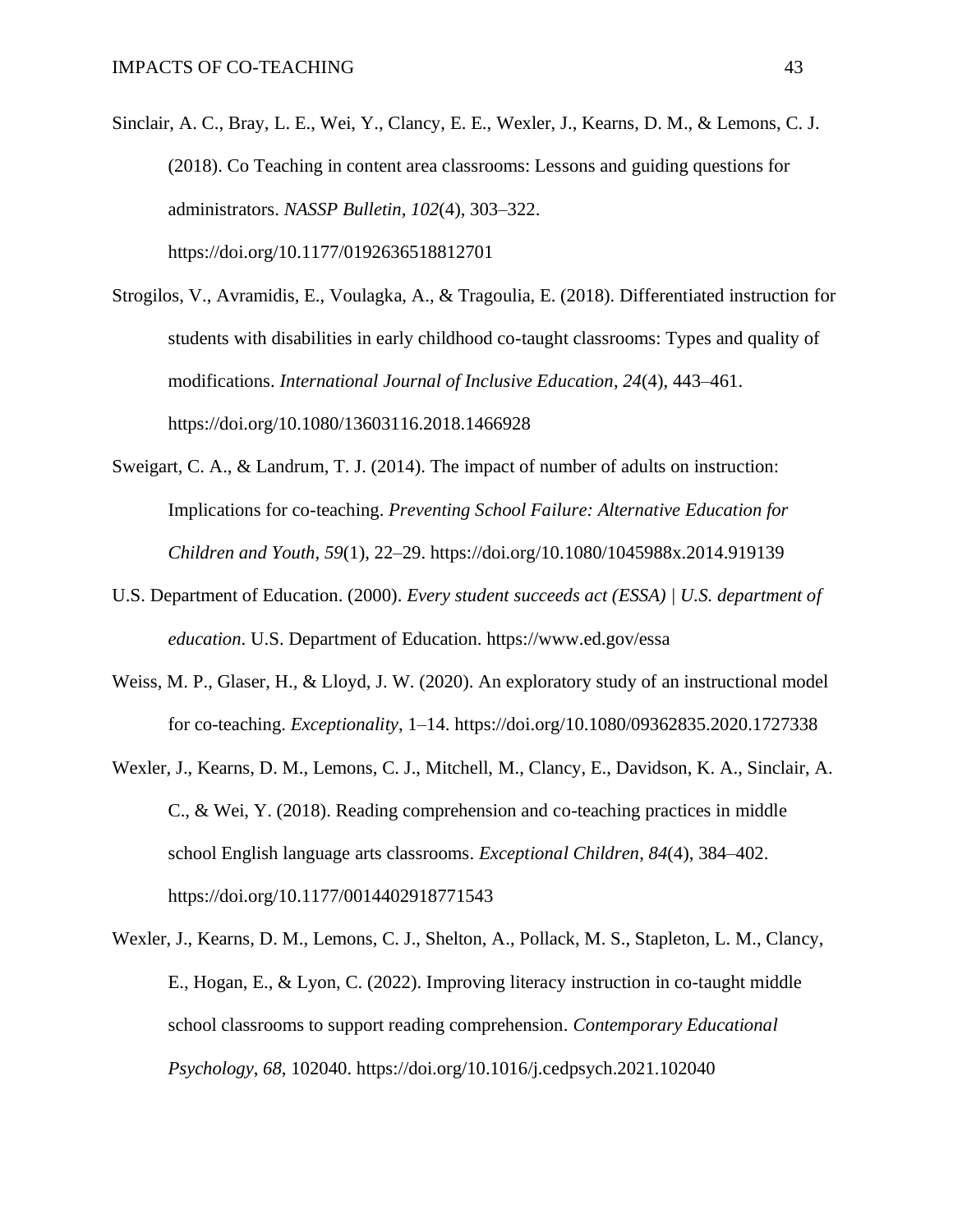Sinclair, A. C., Bray, L. E., Wei, Y., Clancy, E. E., Wexler, J., Kearns, D. M., & Lemons, C. J. (2018). Co Teaching in content area classrooms: Lessons and guiding questions for administrators. *NASSP Bulletin*, *102*(4), 303–322. https://doi.org/10.1177/0192636518812701

Strogilos, V., Avramidis, E., Voulagka, A., & Tragoulia, E. (2018). Differentiated instruction for students with disabilities in early childhood co-taught classrooms: Types and quality of modifications. *International Journal of Inclusive Education*, *24*(4), 443–461. https://doi.org/10.1080/13603116.2018.1466928

Sweigart, C. A., & Landrum, T. J. (2014). The impact of number of adults on instruction: Implications for co-teaching. *Preventing School Failure: Alternative Education for Children and Youth*, *59*(1), 22–29. https://doi.org/10.1080/1045988x.2014.919139

U.S. Department of Education. (2000). *Every student succeeds act (ESSA) | U.S. department of education*. U.S. Department of Education. https://www.ed.gov/essa

Weiss, M. P., Glaser, H., & Lloyd, J. W. (2020). An exploratory study of an instructional model for co-teaching. *Exceptionality*, 1–14. https://doi.org/10.1080/09362835.2020.1727338

Wexler, J., Kearns, D. M., Lemons, C. J., Mitchell, M., Clancy, E., Davidson, K. A., Sinclair, A. C., & Wei, Y. (2018). Reading comprehension and co-teaching practices in middle school English language arts classrooms. *Exceptional Children*, *84*(4), 384–402. https://doi.org/10.1177/0014402918771543

Wexler, J., Kearns, D. M., Lemons, C. J., Shelton, A., Pollack, M. S., Stapleton, L. M., Clancy, E., Hogan, E., & Lyon, C. (2022). Improving literacy instruction in co-taught middle school classrooms to support reading comprehension. *Contemporary Educational Psychology*, *68*, 102040. https://doi.org/10.1016/j.cedpsych.2021.102040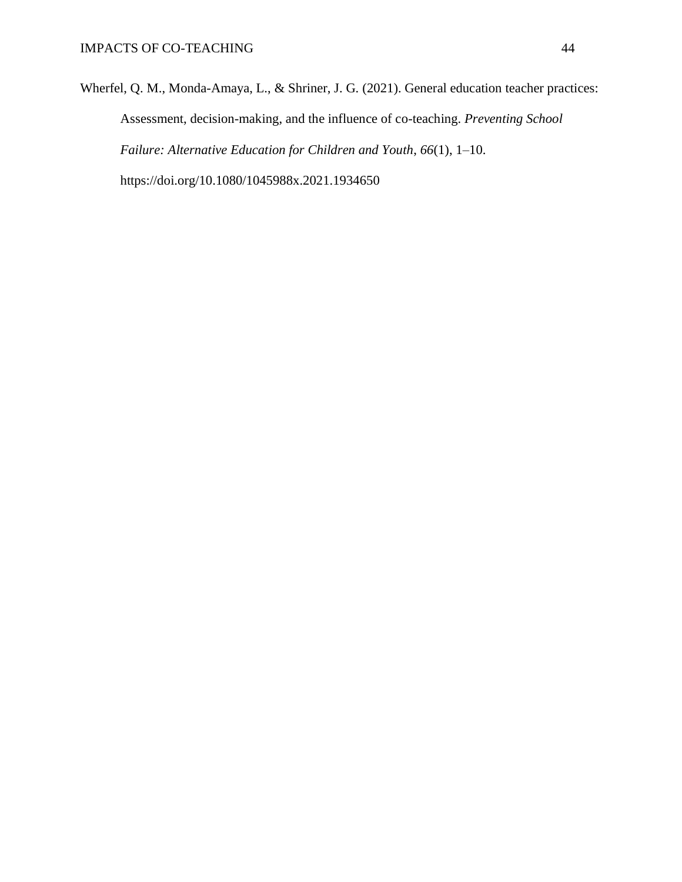Wherfel, Q. M., Monda-Amaya, L., & Shriner, J. G. (2021). General education teacher practices: Assessment, decision-making, and the influence of co-teaching. *Preventing School Failure: Alternative Education for Children and Youth*, *66*(1), 1–10. https://doi.org/10.1080/1045988x.2021.1934650